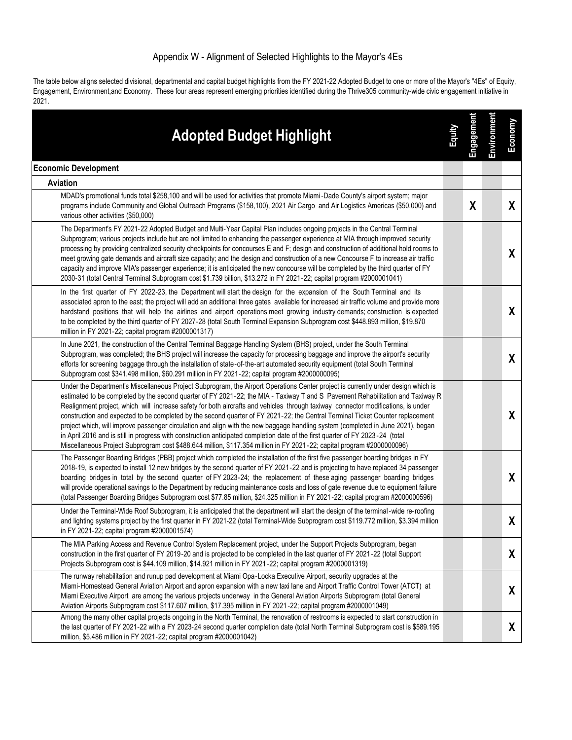# Appendix W - Alignment of Selected Highlights to the Mayor's 4Es

The table below aligns selected divisional, departmental and capital budget highlights from the FY 2021-22 Adopted Budget to one or more of the Mayor's "4Es" of Equity, Engagement, Environment,and Economy. These four areas represent emerging priorities identified during the Thrive305 community-wide civic engagement initiative in 2021.

| Adopted Budget Highlight | Equity | Engagement | Environment | Economy |
|---|---|---|---|---|
| **Economic Development** | | | | |
| **Aviation** | | | | |
| MDAD's promotional funds total $258,100 and will be used for activities that promote Miami-Dade County's airport system; major programs include Community and Global Outreach Programs ($158,100), 2021 Air Cargo and Air Logistics Americas ($50,000) and various other activities ($50,000) | | X | | X |
| The Department's FY 2021-22 Adopted Budget and Multi-Year Capital Plan includes ongoing projects in the Central Terminal Subprogram; various projects include but are not limited to enhancing the passenger experience at MIA through improved security processing by providing centralized security checkpoints for concourses E and F; design and construction of additional hold rooms to meet growing gate demands and aircraft size capacity; and the design and construction of a new Concourse F to increase air traffic capacity and improve MIA's passenger experience; it is anticipated the new concourse will be completed by the third quarter of FY 2030-31 (total Central Terminal Subprogram cost $1.739 billion, $13.272 in FY 2021-22; capital program #2000001041) | | | | X |
| In the first quarter of FY 2022-23, the Department will start the design for the expansion of the South Terminal and its associated apron to the east; the project will add an additional three gates available for increased air traffic volume and provide more hardstand positions that will help the airlines and airport operations meet growing industry demands; construction is expected to be completed by the third quarter of FY 2027-28 (total South Terminal Expansion Subprogram cost $448.893 million, $19.870 million in FY 2021-22; capital program #2000001317) | | | | X |
| In June 2021, the construction of the Central Terminal Baggage Handling System (BHS) project, under the South Terminal Subprogram, was completed; the BHS project will increase the capacity for processing baggage and improve the airport's security efforts for screening baggage through the installation of state-of-the-art automated security equipment (total South Terminal Subprogram cost $341.498 million, $60.291 million in FY 2021-22; capital program #2000000095) | | | | X |
| Under the Department's Miscellaneous Project Subprogram, the Airport Operations Center project is currently under design which is estimated to be completed by the second quarter of FY 2021-22; the MIA - Taxiway T and S Pavement Rehabilitation and Taxiway R Realignment project, which will increase safety for both aircrafts and vehicles through taxiway connector modifications, is under construction and expected to be completed by the second quarter of FY 2021-22; the Central Terminal Ticket Counter replacement project which, will improve passenger circulation and align with the new baggage handling system (completed in June 2021), began in April 2016 and is still in progress with construction anticipated completion date of the first quarter of FY 2023-24 (total Miscellaneous Project Subprogram cost $488.644 million, $117.354 million in FY 2021-22; capital program #2000000096) | | | | X |
| The Passenger Boarding Bridges (PBB) project which completed the installation of the first five passenger boarding bridges in FY 2018-19, is expected to install 12 new bridges by the second quarter of FY 2021-22 and is projecting to have replaced 34 passenger boarding bridges in total by the second quarter of FY 2023-24; the replacement of these aging passenger boarding bridges will provide operational savings to the Department by reducing maintenance costs and loss of gate revenue due to equipment failure (total Passenger Boarding Bridges Subprogram cost $77.85 million, $24.325 million in FY 2021-22; capital program #2000000596) | | | | X |
| Under the Terminal-Wide Roof Subprogram, it is anticipated that the department will start the design of the terminal-wide re-roofing and lighting systems project by the first quarter in FY 2021-22 (total Terminal-Wide Subprogram cost $119.772 million, $3.394 million in FY 2021-22; capital program #2000001574) | | | | X |
| The MIA Parking Access and Revenue Control System Replacement project, under the Support Projects Subprogram, began construction in the first quarter of FY 2019-20 and is projected to be completed in the last quarter of FY 2021-22 (total Support Projects Subprogram cost is $44.109 million, $14.921 million in FY 2021-22; capital program #2000001319) | | | | X |
| The runway rehabilitation and runup pad development at Miami Opa-Locka Executive Airport, security upgrades at the Miami-Homestead General Aviation Airport and apron expansion with a new taxi lane and Airport Traffic Control Tower (ATCT) at Miami Executive Airport are among the various projects underway in the General Aviation Airports Subprogram (total General Aviation Airports Subprogram cost $117.607 million, $17.395 million in FY 2021-22; capital program #2000001049) | | | | X |
| Among the many other capital projects ongoing in the North Terminal, the renovation of restrooms is expected to start construction in the last quarter of FY 2021-22 with a FY 2023-24 second quarter completion date (total North Terminal Subprogram cost is $589.195 million, $5.486 million in FY 2021-22; capital program #2000001042) | | | | X |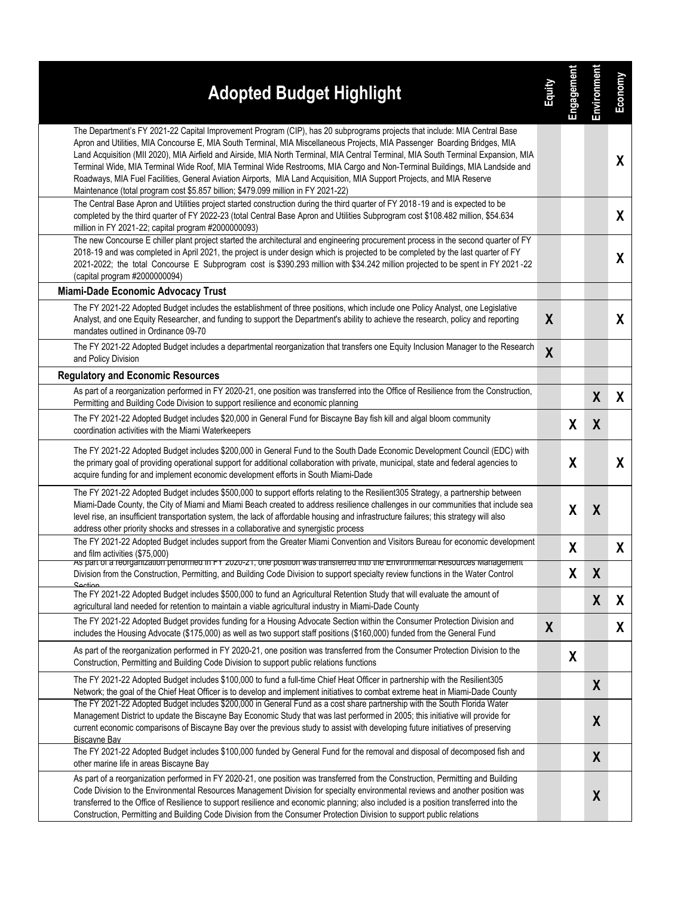| Adopted Budget Highlight | Equity | Engagement | Environment | Economy |
|---|---|---|---|---|
| The Department's FY 2021-22 Capital Improvement Program (CIP), has 20 subprograms projects that include: MIA Central Base Apron and Utilities, MIA Concourse E, MIA South Terminal, MIA Miscellaneous Projects, MIA Passenger Boarding Bridges, MIA Land Acquisition (MII 2020), MIA Airfield and Airside, MIA North Terminal, MIA Central Terminal, MIA South Terminal Expansion, MIA Terminal Wide, MIA Terminal Wide Roof, MIA Terminal Wide Restrooms, MIA Cargo and Non-Terminal Buildings, MIA Landside and Roadways, MIA Fuel Facilities, General Aviation Airports, MIA Land Acquisition, MIA Support Projects, and MIA Reserve Maintenance (total program cost $5.857 billion; $479.099 million in FY 2021-22) | | | | X |
| The Central Base Apron and Utilities project started construction during the third quarter of FY 2018-19 and is expected to be completed by the third quarter of FY 2022-23 (total Central Base Apron and Utilities Subprogram cost $108.482 million, $54.634 million in FY 2021-22; capital program #2000000093) | | | | X |
| The new Concourse E chiller plant project started the architectural and engineering procurement process in the second quarter of FY 2018-19 and was completed in April 2021, the project is under design which is projected to be completed by the last quarter of FY 2021-2022; the total Concourse E Subprogram cost is $390.293 million with $34.242 million projected to be spent in FY 2021-22 (capital program #2000000094) | | | | X |
| **Miami-Dade Economic Advocacy Trust** | | | | |
| The FY 2021-22 Adopted Budget includes the establishment of three positions, which include one Policy Analyst, one Legislative Analyst, and one Equity Researcher, and funding to support the Department's ability to achieve the research, policy and reporting mandates outlined in Ordinance 09-70 | X | | | X |
| The FY 2021-22 Adopted Budget includes a departmental reorganization that transfers one Equity Inclusion Manager to the Research and Policy Division | X | | | |
| **Regulatory and Economic Resources** | | | | |
| As part of a reorganization performed in FY 2020-21, one position was transferred into the Office of Resilience from the Construction, Permitting and Building Code Division to support resilience and economic planning | | | X | X |
| The FY 2021-22 Adopted Budget includes $20,000 in General Fund for Biscayne Bay fish kill and algal bloom community coordination activities with the Miami Waterkeepers | | X | X | |
| The FY 2021-22 Adopted Budget includes $200,000 in General Fund to the South Dade Economic Development Council (EDC) with the primary goal of providing operational support for additional collaboration with private, municipal, state and federal agencies to acquire funding for and implement economic development efforts in South Miami-Dade | | X | | X |
| The FY 2021-22 Adopted Budget includes $500,000 to support efforts relating to the Resilient305 Strategy, a partnership between Miami-Dade County, the City of Miami and Miami Beach created to address resilience challenges in our communities that include sea level rise, an insufficient transportation system, the lack of affordable housing and infrastructure failures; this strategy will also address other priority shocks and stresses in a collaborative and synergistic process | | X | X | |
| The FY 2021-22 Adopted Budget includes support from the Greater Miami Convention and Visitors Bureau for economic development and film activities ($75,000) | | X | | X |
| As part of a reorganization performed in FY 2020-21, one position was transferred into the Environmental Resources Management Division from the Construction, Permitting, and Building Code Division to support specialty review functions in the Water Control Section | | X | X | |
| The FY 2021-22 Adopted Budget includes $500,000 to fund an Agricultural Retention Study that will evaluate the amount of agricultural land needed for retention to maintain a viable agricultural industry in Miami-Dade County | | | X | X |
| The FY 2021-22 Adopted Budget provides funding for a Housing Advocate Section within the Consumer Protection Division and includes the Housing Advocate ($175,000) as well as two support staff positions ($160,000) funded from the General Fund | X | | | X |
| As part of the reorganization performed in FY 2020-21, one position was transferred from the Consumer Protection Division to the Construction, Permitting and Building Code Division to support public relations functions | | X | | |
| The FY 2021-22 Adopted Budget includes $100,000 to fund a full-time Chief Heat Officer in partnership with the Resilient305 Network; the goal of the Chief Heat Officer is to develop and implement initiatives to combat extreme heat in Miami-Dade County | | | X | |
| The FY 2021-22 Adopted Budget includes $200,000 in General Fund as a cost share partnership with the South Florida Water Management District to update the Biscayne Bay Economic Study that was last performed in 2005; this initiative will provide for current economic comparisons of Biscayne Bay over the previous study to assist with developing future initiatives of preserving Biscayne Bay | | | X | |
| The FY 2021-22 Adopted Budget includes $100,000 funded by General Fund for the removal and disposal of decomposed fish and other marine life in areas Biscayne Bay | | | X | |
| As part of a reorganization performed in FY 2020-21, one position was transferred from the Construction, Permitting and Building Code Division to the Environmental Resources Management Division for specialty environmental reviews and another position was transferred to the Office of Resilience to support resilience and economic planning; also included is a position transferred into the Construction, Permitting and Building Code Division from the Consumer Protection Division to support public relations | | | X | |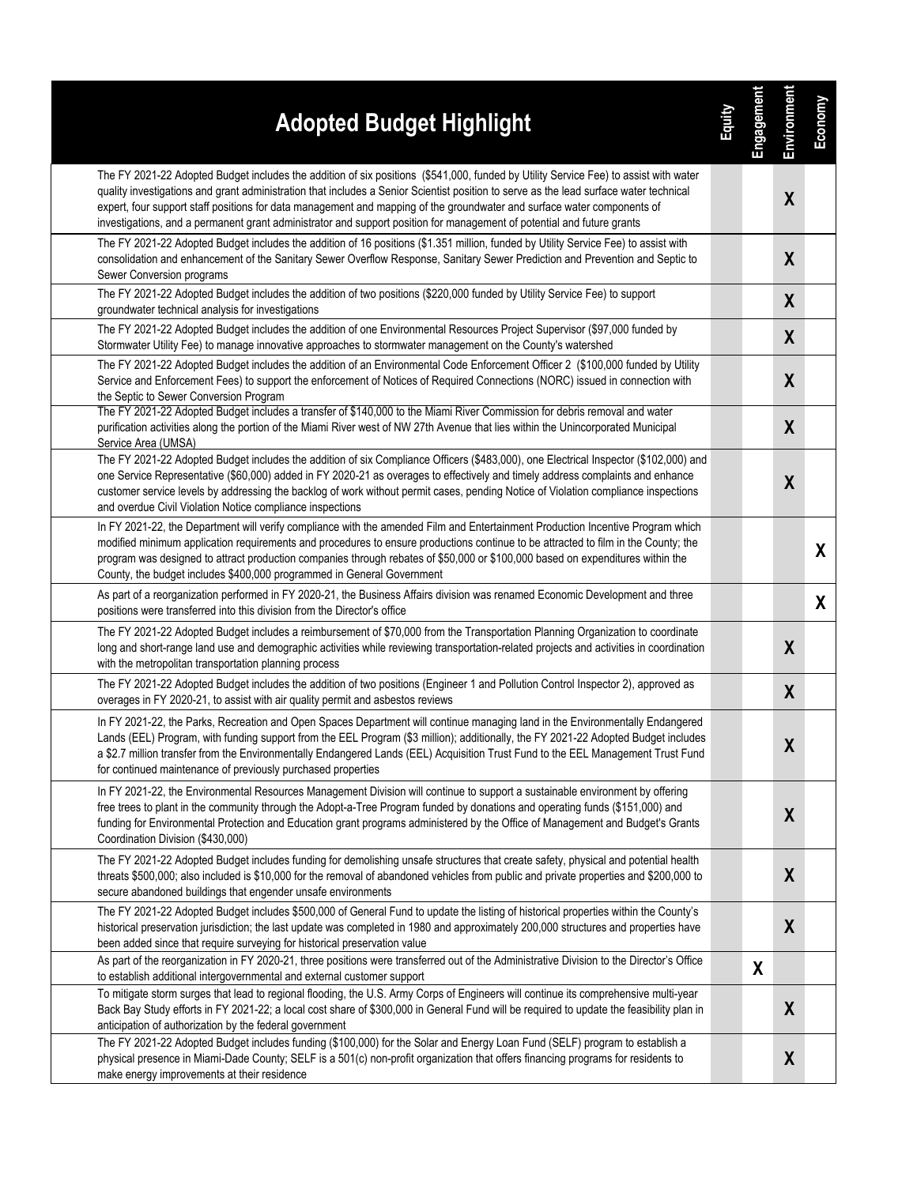| Adopted Budget Highlight | Equity | Engagement | Environment | Economy |
|---|---|---|---|---|
| The FY 2021-22 Adopted Budget includes the addition of six positions ($541,000, funded by Utility Service Fee) to assist with water quality investigations and grant administration that includes a Senior Scientist position to serve as the lead surface water technical expert, four support staff positions for data management and mapping of the groundwater and surface water components of investigations, and a permanent grant administrator and support position for management of potential and future grants | | | X | |
| The FY 2021-22 Adopted Budget includes the addition of 16 positions ($1.351 million, funded by Utility Service Fee) to assist with consolidation and enhancement of the Sanitary Sewer Overflow Response, Sanitary Sewer Prediction and Prevention and Septic to Sewer Conversion programs | | | X | |
| The FY 2021-22 Adopted Budget includes the addition of two positions ($220,000 funded by Utility Service Fee) to support groundwater technical analysis for investigations | | | X | |
| The FY 2021-22 Adopted Budget includes the addition of one Environmental Resources Project Supervisor ($97,000 funded by Stormwater Utility Fee) to manage innovative approaches to stormwater management on the County's watershed | | | X | |
| The FY 2021-22 Adopted Budget includes the addition of an Environmental Code Enforcement Officer 2 ($100,000 funded by Utility Service and Enforcement Fees) to support the enforcement of Notices of Required Connections (NORC) issued in connection with the Septic to Sewer Conversion Program | | | X | |
| The FY 2021-22 Adopted Budget includes a transfer of $140,000 to the Miami River Commission for debris removal and water purification activities along the portion of the Miami River west of NW 27th Avenue that lies within the Unincorporated Municipal Service Area (UMSA) | | | X | |
| The FY 2021-22 Adopted Budget includes the addition of six Compliance Officers ($483,000), one Electrical Inspector ($102,000) and one Service Representative ($60,000) added in FY 2020-21 as overages to effectively and timely address complaints and enhance customer service levels by addressing the backlog of work without permit cases, pending Notice of Violation compliance inspections and overdue Civil Violation Notice compliance inspections | | | X | |
| In FY 2021-22, the Department will verify compliance with the amended Film and Entertainment Production Incentive Program which modified minimum application requirements and procedures to ensure productions continue to be attracted to film in the County; the program was designed to attract production companies through rebates of $50,000 or $100,000 based on expenditures within the County, the budget includes $400,000 programmed in General Government | | | | X |
| As part of a reorganization performed in FY 2020-21, the Business Affairs division was renamed Economic Development and three positions were transferred into this division from the Director's office | | | | X |
| The FY 2021-22 Adopted Budget includes a reimbursement of $70,000 from the Transportation Planning Organization to coordinate long and short-range land use and demographic activities while reviewing transportation-related projects and activities in coordination with the metropolitan transportation planning process | | | X | |
| The FY 2021-22 Adopted Budget includes the addition of two positions (Engineer 1 and Pollution Control Inspector 2), approved as overages in FY 2020-21, to assist with air quality permit and asbestos reviews | | | X | |
| In FY 2021-22, the Parks, Recreation and Open Spaces Department will continue managing land in the Environmentally Endangered Lands (EEL) Program, with funding support from the EEL Program ($3 million); additionally, the FY 2021-22 Adopted Budget includes a $2.7 million transfer from the Environmentally Endangered Lands (EEL) Acquisition Trust Fund to the EEL Management Trust Fund for continued maintenance of previously purchased properties | | | X | |
| In FY 2021-22, the Environmental Resources Management Division will continue to support a sustainable environment by offering free trees to plant in the community through the Adopt-a-Tree Program funded by donations and operating funds ($151,000) and funding for Environmental Protection and Education grant programs administered by the Office of Management and Budget's Grants Coordination Division ($430,000) | | | X | |
| The FY 2021-22 Adopted Budget includes funding for demolishing unsafe structures that create safety, physical and potential health threats $500,000; also included is $10,000 for the removal of abandoned vehicles from public and private properties and $200,000 to secure abandoned buildings that engender unsafe environments | | | X | |
| The FY 2021-22 Adopted Budget includes $500,000 of General Fund to update the listing of historical properties within the County's historical preservation jurisdiction; the last update was completed in 1980 and approximately 200,000 structures and properties have been added since that require surveying for historical preservation value | | | X | |
| As part of the reorganization in FY 2020-21, three positions were transferred out of the Administrative Division to the Director's Office to establish additional intergovernmental and external customer support | | X | | |
| To mitigate storm surges that lead to regional flooding, the U.S. Army Corps of Engineers will continue its comprehensive multi-year Back Bay Study efforts in FY 2021-22; a local cost share of $300,000 in General Fund will be required to update the feasibility plan in anticipation of authorization by the federal government | | | X | |
| The FY 2021-22 Adopted Budget includes funding ($100,000) for the Solar and Energy Loan Fund (SELF) program to establish a physical presence in Miami-Dade County; SELF is a 501(c) non-profit organization that offers financing programs for residents to make energy improvements at their residence | | | X | |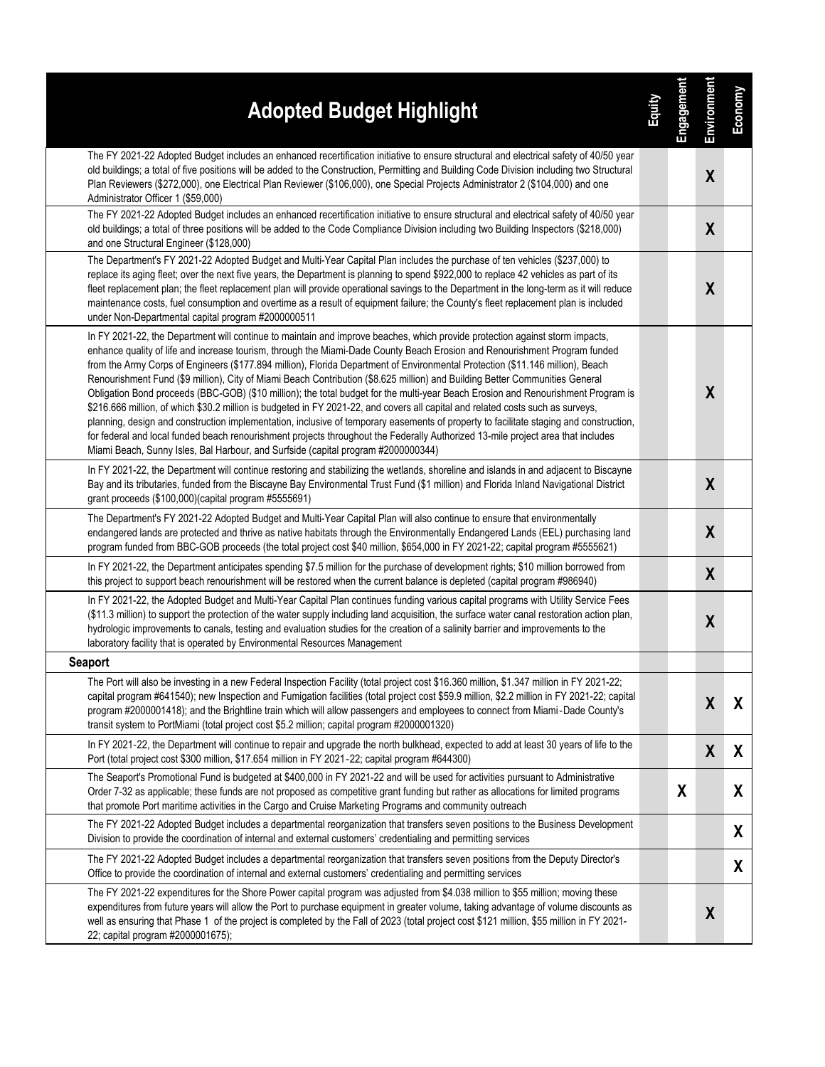| Adopted Budget Highlight | Equity | Engagement | Environment | Economy |
|---|---|---|---|---|
| The FY 2021-22 Adopted Budget includes an enhanced recertification initiative to ensure structural and electrical safety of 40/50 year old buildings; a total of five positions will be added to the Construction, Permitting and Building Code Division including two Structural Plan Reviewers ($272,000), one Electrical Plan Reviewer ($106,000), one Special Projects Administrator 2 ($104,000) and one Administrator Officer 1 ($59,000) | | | X | |
| The FY 2021-22 Adopted Budget includes an enhanced recertification initiative to ensure structural and electrical safety of 40/50 year old buildings; a total of three positions will be added to the Code Compliance Division including two Building Inspectors ($218,000) and one Structural Engineer ($128,000) | | | X | |
| The Department's FY 2021-22 Adopted Budget and Multi-Year Capital Plan includes the purchase of ten vehicles ($237,000) to replace its aging fleet; over the next five years, the Department is planning to spend $922,000 to replace 42 vehicles as part of its fleet replacement plan; the fleet replacement plan will provide operational savings to the Department in the long-term as it will reduce maintenance costs, fuel consumption and overtime as a result of equipment failure; the County's fleet replacement plan is included under Non-Departmental capital program #2000000511 | | | X | |
| In FY 2021-22, the Department will continue to maintain and improve beaches, which provide protection against storm impacts, enhance quality of life and increase tourism, through the Miami-Dade County Beach Erosion and Renourishment Program funded from the Army Corps of Engineers ($177.894 million), Florida Department of Environmental Protection ($11.146 million), Beach Renourishment Fund ($9 million), City of Miami Beach Contribution ($8.625 million) and Building Better Communities General Obligation Bond proceeds (BBC-GOB) ($10 million); the total budget for the multi-year Beach Erosion and Renourishment Program is $216.666 million, of which $30.2 million is budgeted in FY 2021-22, and covers all capital and related costs such as surveys, planning, design and construction implementation, inclusive of temporary easements of property to facilitate staging and construction, for federal and local funded beach renourishment projects throughout the Federally Authorized 13-mile project area that includes Miami Beach, Sunny Isles, Bal Harbour, and Surfside (capital program #2000000344) | | | X | |
| In FY 2021-22, the Department will continue restoring and stabilizing the wetlands, shoreline and islands in and adjacent to Biscayne Bay and its tributaries, funded from the Biscayne Bay Environmental Trust Fund ($1 million) and Florida Inland Navigational District grant proceeds ($100,000)(capital program #5555691) | | | X | |
| The Department's FY 2021-22 Adopted Budget and Multi-Year Capital Plan will also continue to ensure that environmentally endangered lands are protected and thrive as native habitats through the Environmentally Endangered Lands (EEL) purchasing land program funded from BBC-GOB proceeds (the total project cost $40 million, $654,000 in FY 2021-22; capital program #5555621) | | | X | |
| In FY 2021-22, the Department anticipates spending $7.5 million for the purchase of development rights; $10 million borrowed from this project to support beach renourishment will be restored when the current balance is depleted (capital program #986940) | | | X | |
| In FY 2021-22, the Adopted Budget and Multi-Year Capital Plan continues funding various capital programs with Utility Service Fees ($11.3 million) to support the protection of the water supply including land acquisition, the surface water canal restoration action plan, hydrologic improvements to canals, testing and evaluation studies for the creation of a salinity barrier and improvements to the laboratory facility that is operated by Environmental Resources Management | | | X | |
| **Seaport** | | | | |
| The Port will also be investing in a new Federal Inspection Facility (total project cost $16.360 million, $1.347 million in FY 2021-22; capital program #641540); new Inspection and Fumigation facilities (total project cost $59.9 million, $2.2 million in FY 2021-22; capital program #2000001418); and the Brightline train which will allow passengers and employees to connect from Miami-Dade County's transit system to PortMiami (total project cost $5.2 million; capital program #2000001320) | | | X | X |
| In FY 2021-22, the Department will continue to repair and upgrade the north bulkhead, expected to add at least 30 years of life to the Port (total project cost $300 million, $17.654 million in FY 2021-22; capital program #644300) | | | X | X |
| The Seaport's Promotional Fund is budgeted at $400,000 in FY 2021-22 and will be used for activities pursuant to Administrative Order 7-32 as applicable; these funds are not proposed as competitive grant funding but rather as allocations for limited programs that promote Port maritime activities in the Cargo and Cruise Marketing Programs and community outreach | | X | | X |
| The FY 2021-22 Adopted Budget includes a departmental reorganization that transfers seven positions to the Business Development Division to provide the coordination of internal and external customers' credentialing and permitting services | | | | X |
| The FY 2021-22 Adopted Budget includes a departmental reorganization that transfers seven positions from the Deputy Director's Office to provide the coordination of internal and external customers' credentialing and permitting services | | | | X |
| The FY 2021-22 expenditures for the Shore Power capital program was adjusted from $4.038 million to $55 million; moving these expenditures from future years will allow the Port to purchase equipment in greater volume, taking advantage of volume discounts as well as ensuring that Phase 1 of the project is completed by the Fall of 2023 (total project cost $121 million, $55 million in FY 2021-22; capital program #2000001675); | | | X | |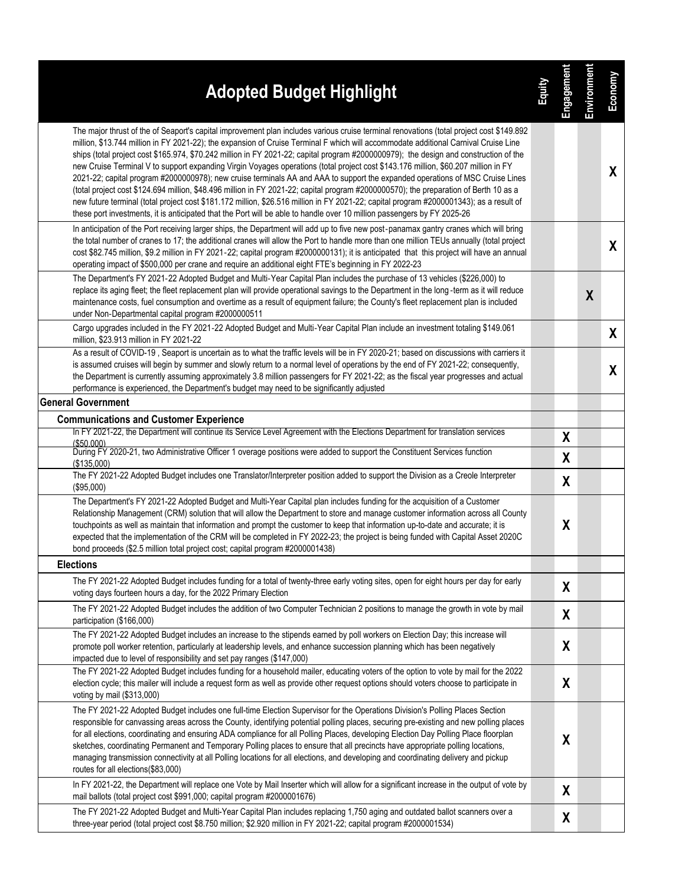| Adopted Budget Highlight | Equity | Engagement | Environment | Economy |
|---|---|---|---|---|
| The major thrust of the of Seaport's capital improvement plan includes various cruise terminal renovations (total project cost $149.892 million, $13.744 million in FY 2021-22); the expansion of Cruise Terminal F which will accommodate additional Carnival Cruise Line ships (total project cost $165.974, $70.242 million in FY 2021-22; capital program #2000000979); the design and construction of the new Cruise Terminal V to support expanding Virgin Voyages operations (total project cost $143.176 million, $60.207 million in FY 2021-22; capital program #2000000978); new cruise terminals AA and AAA to support the expanded operations of MSC Cruise Lines (total project cost $124.694 million, $48.496 million in FY 2021-22; capital program #2000000570); the preparation of Berth 10 as a new future terminal (total project cost $181.172 million, $26.516 million in FY 2021-22; capital program #2000001343); as a result of these port investments, it is anticipated that the Port will be able to handle over 10 million passengers by FY 2025-26 | | | | X |
| In anticipation of the Port receiving larger ships, the Department will add up to five new post-panamax gantry cranes which will bring the total number of cranes to 17; the additional cranes will allow the Port to handle more than one million TEUs annually (total project cost $82.745 million, $9.2 million in FY 2021-22; capital program #2000000131); it is anticipated that this project will have an annual operating impact of $500,000 per crane and require an additional eight FTE's beginning in FY 2022-23 | | | | X |
| The Department's FY 2021-22 Adopted Budget and Multi-Year Capital Plan includes the purchase of 13 vehicles ($226,000) to replace its aging fleet; the fleet replacement plan will provide operational savings to the Department in the long-term as it will reduce maintenance costs, fuel consumption and overtime as a result of equipment failure; the County's fleet replacement plan is included under Non-Departmental capital program #2000000511 | | | X | |
| Cargo upgrades included in the FY 2021-22 Adopted Budget and Multi-Year Capital Plan include an investment totaling $149.061 million, $23.913 million in FY 2021-22 | | | | X |
| As a result of COVID-19 , Seaport is uncertain as to what the traffic levels will be in FY 2020-21; based on discussions with carriers it is assumed cruises will begin by summer and slowly return to a normal level of operations by the end of FY 2021-22; consequently, the Department is currently assuming approximately 3.8 million passengers for FY 2021-22; as the fiscal year progresses and actual performance is experienced, the Department's budget may need to be significantly adjusted | | | | X |
| **General Government** | | | | |
| **Communications and Customer Experience** | | | | |
| In FY 2021-22, the Department will continue its Service Level Agreement with the Elections Department for translation services ($50,000) | | X | | |
| During FY 2020-21, two Administrative Officer 1 overage positions were added to support the Constituent Services function ($135,000) | | X | | |
| The FY 2021-22 Adopted Budget includes one Translator/Interpreter position added to support the Division as a Creole Interpreter ($95,000) | | X | | |
| The Department's FY 2021-22 Adopted Budget and Multi-Year Capital plan includes funding for the acquisition of a Customer Relationship Management (CRM) solution that will allow the Department to store and manage customer information across all County touchpoints as well as maintain that information and prompt the customer to keep that information up-to-date and accurate; it is expected that the implementation of the CRM will be completed in FY 2022-23; the project is being funded with Capital Asset 2020C bond proceeds ($2.5 million total project cost; capital program #2000001438) | | X | | |
| **Elections** | | | | |
| The FY 2021-22 Adopted Budget includes funding for a total of twenty-three early voting sites, open for eight hours per day for early voting days fourteen hours a day, for the 2022 Primary Election | | X | | |
| The FY 2021-22 Adopted Budget includes the addition of two Computer Technician 2 positions to manage the growth in vote by mail participation ($166,000) | | X | | |
| The FY 2021-22 Adopted Budget includes an increase to the stipends earned by poll workers on Election Day; this increase will promote poll worker retention, particularly at leadership levels, and enhance succession planning which has been negatively impacted due to level of responsibility and set pay ranges ($147,000) | | X | | |
| The FY 2021-22 Adopted Budget includes funding for a household mailer, educating voters of the option to vote by mail for the 2022 election cycle; this mailer will include a request form as well as provide other request options should voters choose to participate in voting by mail ($313,000) | | X | | |
| The FY 2021-22 Adopted Budget includes one full-time Election Supervisor for the Operations Division's Polling Places Section responsible for canvassing areas across the County, identifying potential polling places, securing pre-existing and new polling places for all elections, coordinating and ensuring ADA compliance for all Polling Places, developing Election Day Polling Place floorplan sketches, coordinating Permanent and Temporary Polling places to ensure that all precincts have appropriate polling locations, managing transmission connectivity at all Polling locations for all elections, and developing and coordinating delivery and pickup routes for all elections($83,000) | | X | | |
| In FY 2021-22, the Department will replace one Vote by Mail Inserter which will allow for a significant increase in the output of vote by mail ballots (total project cost $991,000; capital program #2000001676) | | X | | |
| The FY 2021-22 Adopted Budget and Multi-Year Capital Plan includes replacing 1,750 aging and outdated ballot scanners over a three-year period (total project cost $8.750 million; $2.920 million in FY 2021-22; capital program #2000001534) | | X | | |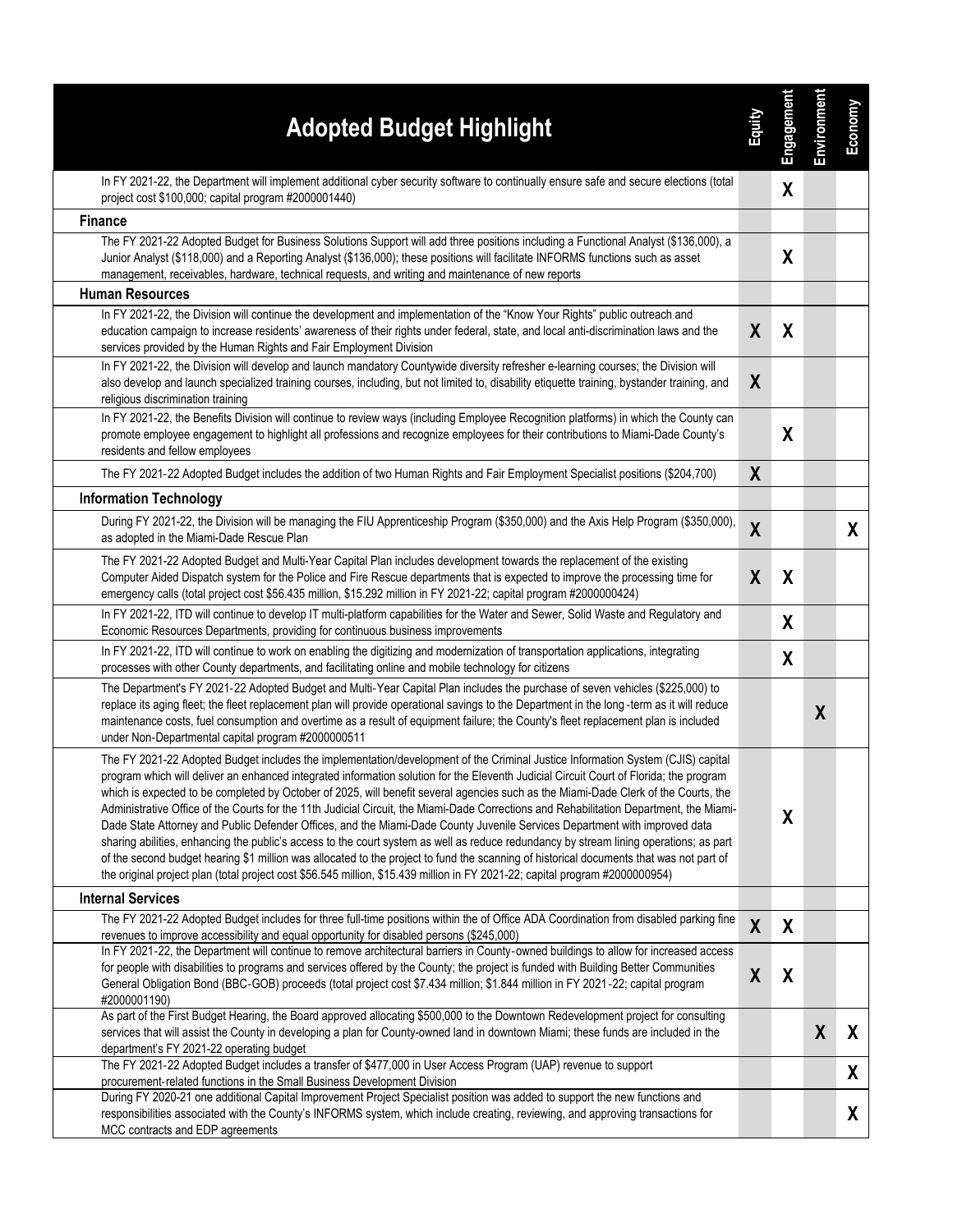| Adopted Budget Highlight | Equity | Engagement | Environment | Economy |
|---|---|---|---|---|
| In FY 2021-22, the Department will implement additional cyber security software to continually ensure safe and secure elections (total project cost $100,000; capital program #2000001440) | | X | | |
| **Finance** | | | | |
| The FY 2021-22 Adopted Budget for Business Solutions Support will add three positions including a Functional Analyst ($136,000), a Junior Analyst ($118,000) and a Reporting Analyst ($136,000); these positions will facilitate INFORMS functions such as asset management, receivables, hardware, technical requests, and writing and maintenance of new reports | | X | | |
| **Human Resources** | | | | |
| In FY 2021-22, the Division will continue the development and implementation of the "Know Your Rights" public outreach and education campaign to increase residents' awareness of their rights under federal, state, and local anti-discrimination laws and the services provided by the Human Rights and Fair Employment Division | X | X | | |
| In FY 2021-22, the Division will develop and launch mandatory Countywide diversity refresher e-learning courses; the Division will also develop and launch specialized training courses, including, but not limited to, disability etiquette training, bystander training, and religious discrimination training | X | | | |
| In FY 2021-22, the Benefits Division will continue to review ways (including Employee Recognition platforms) in which the County can promote employee engagement to highlight all professions and recognize employees for their contributions to Miami-Dade County's residents and fellow employees | | X | | |
| The FY 2021-22 Adopted Budget includes the addition of two Human Rights and Fair Employment Specialist positions ($204,700) | X | | | |
| **Information Technology** | | | | |
| During FY 2021-22, the Division will be managing the FIU Apprenticeship Program ($350,000) and the Axis Help Program ($350,000), as adopted in the Miami-Dade Rescue Plan | X | | | X |
| The FY 2021-22 Adopted Budget and Multi-Year Capital Plan includes development towards the replacement of the existing Computer Aided Dispatch system for the Police and Fire Rescue departments that is expected to improve the processing time for emergency calls (total project cost $56.435 million, $15.292 million in FY 2021-22; capital program #2000000424) | X | X | | |
| In FY 2021-22, ITD will continue to develop IT multi-platform capabilities for the Water and Sewer, Solid Waste and Regulatory and Economic Resources Departments, providing for continuous business improvements | | X | | |
| In FY 2021-22, ITD will continue to work on enabling the digitizing and modernization of transportation applications, integrating processes with other County departments, and facilitating online and mobile technology for citizens | | X | | |
| The Department's FY 2021-22 Adopted Budget and Multi-Year Capital Plan includes the purchase of seven vehicles ($225,000) to replace its aging fleet; the fleet replacement plan will provide operational savings to the Department in the long-term as it will reduce maintenance costs, fuel consumption and overtime as a result of equipment failure; the County's fleet replacement plan is included under Non-Departmental capital program #2000000511 | | | X | |
| The FY 2021-22 Adopted Budget includes the implementation/development of the Criminal Justice Information System (CJIS) capital program which will deliver an enhanced integrated information solution for the Eleventh Judicial Circuit Court of Florida; the program which is expected to be completed by October of 2025, will benefit several agencies such as the Miami-Dade Clerk of the Courts, the Administrative Office of the Courts for the 11th Judicial Circuit, the Miami-Dade Corrections and Rehabilitation Department, the Miami-Dade State Attorney and Public Defender Offices, and the Miami-Dade County Juvenile Services Department with improved data sharing abilities, enhancing the public's access to the court system as well as reduce redundancy by stream lining operations; as part of the second budget hearing $1 million was allocated to the project to fund the scanning of historical documents that was not part of the original project plan (total project cost $56.545 million, $15.439 million in FY 2021-22; capital program #2000000954) | | X | | |
| **Internal Services** | | | | |
| The FY 2021-22 Adopted Budget includes for three full-time positions within the of Office ADA Coordination from disabled parking fine revenues to improve accessibility and equal opportunity for disabled persons ($245,000) | X | X | | |
| In FY 2021-22, the Department will continue to remove architectural barriers in County-owned buildings to allow for increased access for people with disabilities to programs and services offered by the County; the project is funded with Building Better Communities General Obligation Bond (BBC-GOB) proceeds (total project cost $7.434 million; $1.844 million in FY 2021-22; capital program #2000001190) | X | X | | |
| As part of the First Budget Hearing, the Board approved allocating $500,000 to the Downtown Redevelopment project for consulting services that will assist the County in developing a plan for County-owned land in downtown Miami; these funds are included in the department's FY 2021-22 operating budget | | | X | X |
| The FY 2021-22 Adopted Budget includes a transfer of $477,000 in User Access Program (UAP) revenue to support procurement-related functions in the Small Business Development Division | | | | X |
| During FY 2020-21 one additional Capital Improvement Project Specialist position was added to support the new functions and responsibilities associated with the County's INFORMS system, which include creating, reviewing, and approving transactions for MCC contracts and EDP agreements | | | | X |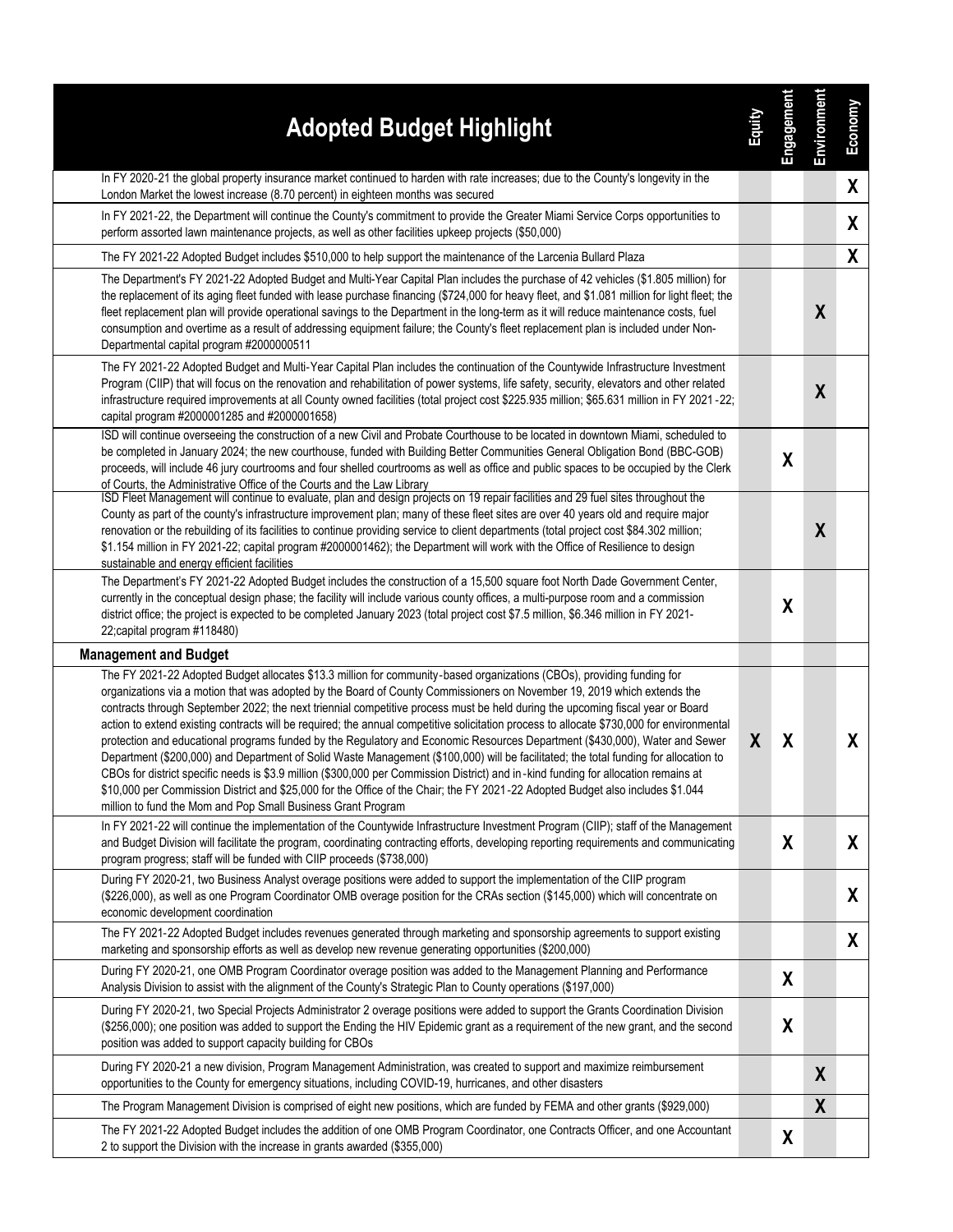| Adopted Budget Highlight | Equity | Engagement | Environment | Economy |
|---|---|---|---|---|
| In FY 2020-21 the global property insurance market continued to harden with rate increases; due to the County's longevity in the London Market the lowest increase (8.70 percent) in eighteen months was secured | | | | X |
| In FY 2021-22, the Department will continue the County's commitment to provide the Greater Miami Service Corps opportunities to perform assorted lawn maintenance projects, as well as other facilities upkeep projects ($50,000) | | | | X |
| The FY 2021-22 Adopted Budget includes $510,000 to help support the maintenance of the Larcenia Bullard Plaza | | | | X |
| The Department's FY 2021-22 Adopted Budget and Multi-Year Capital Plan includes the purchase of 42 vehicles ($1.805 million) for the replacement of its aging fleet funded with lease purchase financing ($724,000 for heavy fleet, and $1.081 million for light fleet; the fleet replacement plan will provide operational savings to the Department in the long-term as it will reduce maintenance costs, fuel consumption and overtime as a result of addressing equipment failure; the County's fleet replacement plan is included under Non-Departmental capital program #2000000511 | | | X | |
| The FY 2021-22 Adopted Budget and Multi-Year Capital Plan includes the continuation of the Countywide Infrastructure Investment Program (CIIP) that will focus on the renovation and rehabilitation of power systems, life safety, security, elevators and other related infrastructure required improvements at all County owned facilities (total project cost $225.935 million; $65.631 million in FY 2021-22; capital program #2000001285 and #2000001658) | | | X | |
| ISD will continue overseeing the construction of a new Civil and Probate Courthouse to be located in downtown Miami, scheduled to be completed in January 2024; the new courthouse, funded with Building Better Communities General Obligation Bond (BBC-GOB) proceeds, will include 46 jury courtrooms and four shelled courtrooms as well as office and public spaces to be occupied by the Clerk of Courts, the Administrative Office of the Courts and the Law Library | | X | | |
| ISD Fleet Management will continue to evaluate, plan and design projects on 19 repair facilities and 29 fuel sites throughout the County as part of the county's infrastructure improvement plan; many of these fleet sites are over 40 years old and require major renovation or the rebuilding of its facilities to continue providing service to client departments (total project cost $84.302 million; $1.154 million in FY 2021-22; capital program #2000001462); the Department will work with the Office of Resilience to design sustainable and energy efficient facilities | | | X | |
| The Department's FY 2021-22 Adopted Budget includes the construction of a 15,500 square foot North Dade Government Center, currently in the conceptual design phase; the facility will include various county offices, a multi-purpose room and a commission district office; the project is expected to be completed January 2023 (total project cost $7.5 million, $6.346 million in FY 2021-22;capital program #118480) | | X | | |
| **Management and Budget** | | | | |
| The FY 2021-22 Adopted Budget allocates $13.3 million for community-based organizations (CBOs), providing funding for organizations via a motion that was adopted by the Board of County Commissioners on November 19, 2019 which extends the contracts through September 2022; the next triennial competitive process must be held during the upcoming fiscal year or Board action to extend existing contracts will be required; the annual competitive solicitation process to allocate $730,000 for environmental protection and educational programs funded by the Regulatory and Economic Resources Department ($430,000), Water and Sewer Department ($200,000) and Department of Solid Waste Management ($100,000) will be facilitated; the total funding for allocation to CBOs for district specific needs is $3.9 million ($300,000 per Commission District) and in-kind funding for allocation remains at $10,000 per Commission District and $25,000 for the Office of the Chair; the FY 2021-22 Adopted Budget also includes $1.044 million to fund the Mom and Pop Small Business Grant Program | X | X | | X |
| In FY 2021-22 will continue the implementation of the Countywide Infrastructure Investment Program (CIIP); staff of the Management and Budget Division will facilitate the program, coordinating contracting efforts, developing reporting requirements and communicating program progress; staff will be funded with CIIP proceeds ($738,000) | | X | | X |
| During FY 2020-21, two Business Analyst overage positions were added to support the implementation of the CIIP program ($226,000), as well as one Program Coordinator OMB overage position for the CRAs section ($145,000) which will concentrate on economic development coordination | | | | X |
| The FY 2021-22 Adopted Budget includes revenues generated through marketing and sponsorship agreements to support existing marketing and sponsorship efforts as well as develop new revenue generating opportunities ($200,000) | | | | X |
| During FY 2020-21, one OMB Program Coordinator overage position was added to the Management Planning and Performance Analysis Division to assist with the alignment of the County's Strategic Plan to County operations ($197,000) | | X | | |
| During FY 2020-21, two Special Projects Administrator 2 overage positions were added to support the Grants Coordination Division ($256,000); one position was added to support the Ending the HIV Epidemic grant as a requirement of the new grant, and the second position was added to support capacity building for CBOs | | X | | |
| During FY 2020-21 a new division, Program Management Administration, was created to support and maximize reimbursement opportunities to the County for emergency situations, including COVID-19, hurricanes, and other disasters | | | X | |
| The Program Management Division is comprised of eight new positions, which are funded by FEMA and other grants ($929,000) | | | X | |
| The FY 2021-22 Adopted Budget includes the addition of one OMB Program Coordinator, one Contracts Officer, and one Accountant 2 to support the Division with the increase in grants awarded ($355,000) | | X | | |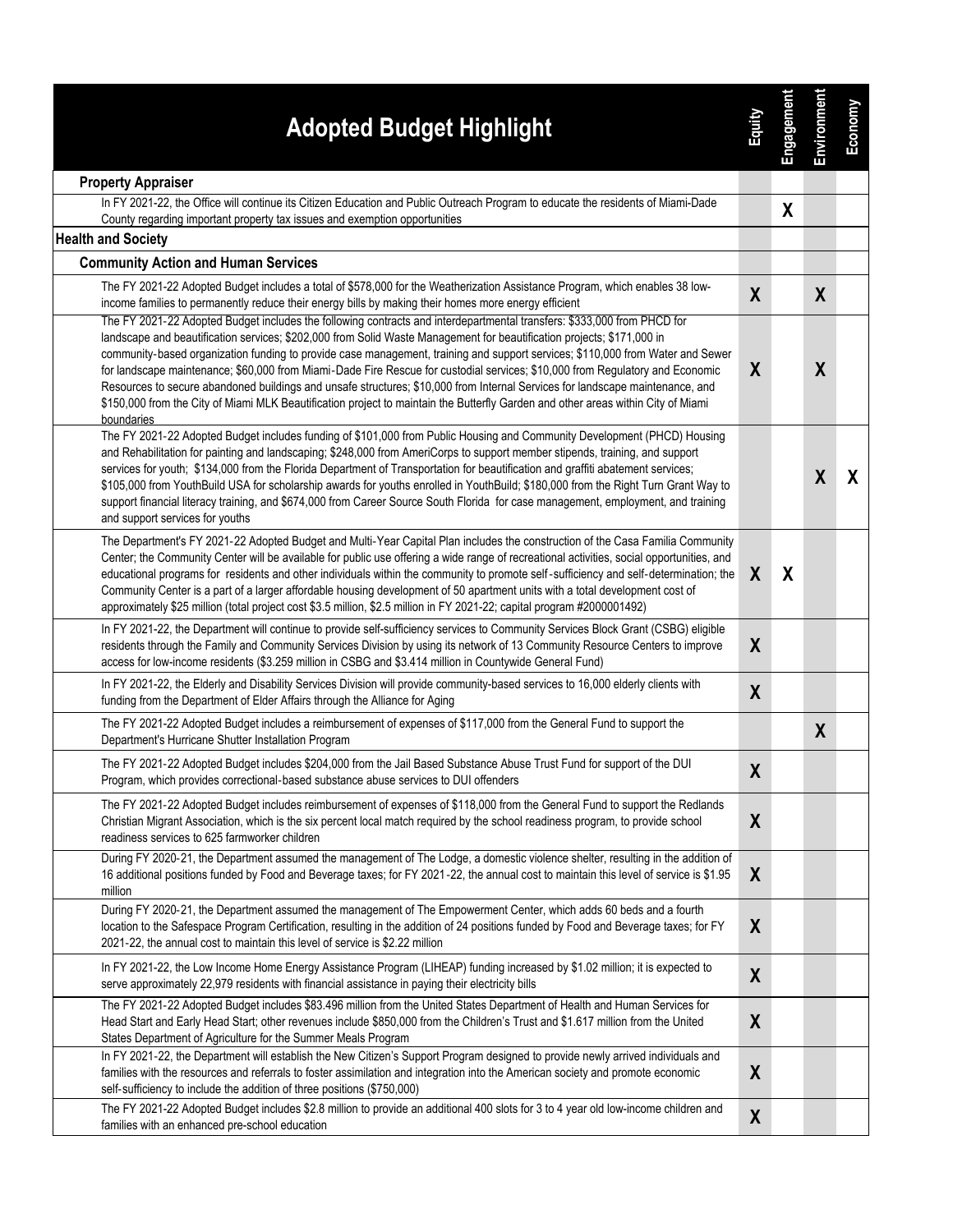| Adopted Budget Highlight | Equity | Engagement | Environment | Economy |
|---|---|---|---|---|
| **Property Appraiser** | | | | |
| In FY 2021-22, the Office will continue its Citizen Education and Public Outreach Program to educate the residents of Miami-Dade County regarding important property tax issues and exemption opportunities | | X | | |
| **Health and Society** | | | | |
| **Community Action and Human Services** | | | | |
| The FY 2021-22 Adopted Budget includes a total of $578,000 for the Weatherization Assistance Program, which enables 38 low-income families to permanently reduce their energy bills by making their homes more energy efficient | X | | X | |
| The FY 2021-22 Adopted Budget includes the following contracts and interdepartmental transfers: $333,000 from PHCD for landscape and beautification services; $202,000 from Solid Waste Management for beautification projects; $171,000 in community-based organization funding to provide case management, training and support services; $110,000 from Water and Sewer for landscape maintenance; $60,000 from Miami-Dade Fire Rescue for custodial services; $10,000 from Regulatory and Economic Resources to secure abandoned buildings and unsafe structures; $10,000 from Internal Services for landscape maintenance, and $150,000 from the City of Miami MLK Beautification project to maintain the Butterfly Garden and other areas within City of Miami boundaries | X | | X | |
| The FY 2021-22 Adopted Budget includes funding of $101,000 from Public Housing and Community Development (PHCD) Housing and Rehabilitation for painting and landscaping; $248,000 from AmeriCorps to support member stipends, training, and support services for youth; $134,000 from the Florida Department of Transportation for beautification and graffiti abatement services; $105,000 from YouthBuild USA for scholarship awards for youths enrolled in YouthBuild; $180,000 from the Right Turn Grant Way to support financial literacy training, and $674,000 from Career Source South Florida for case management, employment, and training and support services for youths | | | X | X |
| The Department's FY 2021-22 Adopted Budget and Multi-Year Capital Plan includes the construction of the Casa Familia Community Center; the Community Center will be available for public use offering a wide range of recreational activities, social opportunities, and educational programs for residents and other individuals within the community to promote self-sufficiency and self-determination; the Community Center is a part of a larger affordable housing development of 50 apartment units with a total development cost of approximately $25 million (total project cost $3.5 million, $2.5 million in FY 2021-22; capital program #2000001492) | X | X | | |
| In FY 2021-22, the Department will continue to provide self-sufficiency services to Community Services Block Grant (CSBG) eligible residents through the Family and Community Services Division by using its network of 13 Community Resource Centers to improve access for low-income residents ($3.259 million in CSBG and $3.414 million in Countywide General Fund) | X | | | |
| In FY 2021-22, the Elderly and Disability Services Division will provide community-based services to 16,000 elderly clients with funding from the Department of Elder Affairs through the Alliance for Aging | X | | | |
| The FY 2021-22 Adopted Budget includes a reimbursement of expenses of $117,000 from the General Fund to support the Department's Hurricane Shutter Installation Program | | | X | |
| The FY 2021-22 Adopted Budget includes $204,000 from the Jail Based Substance Abuse Trust Fund for support of the DUI Program, which provides correctional-based substance abuse services to DUI offenders | X | | | |
| The FY 2021-22 Adopted Budget includes reimbursement of expenses of $118,000 from the General Fund to support the Redlands Christian Migrant Association, which is the six percent local match required by the school readiness program, to provide school readiness services to 625 farmworker children | X | | | |
| During FY 2020-21, the Department assumed the management of The Lodge, a domestic violence shelter, resulting in the addition of 16 additional positions funded by Food and Beverage taxes; for FY 2021-22, the annual cost to maintain this level of service is $1.95 million | X | | | |
| During FY 2020-21, the Department assumed the management of The Empowerment Center, which adds 60 beds and a fourth location to the Safespace Program Certification, resulting in the addition of 24 positions funded by Food and Beverage taxes; for FY 2021-22, the annual cost to maintain this level of service is $2.22 million | X | | | |
| In FY 2021-22, the Low Income Home Energy Assistance Program (LIHEAP) funding increased by $1.02 million; it is expected to serve approximately 22,979 residents with financial assistance in paying their electricity bills | X | | | |
| The FY 2021-22 Adopted Budget includes $83.496 million from the United States Department of Health and Human Services for Head Start and Early Head Start; other revenues include $850,000 from the Children's Trust and $1.617 million from the United States Department of Agriculture for the Summer Meals Program | X | | | |
| In FY 2021-22, the Department will establish the New Citizen's Support Program designed to provide newly arrived individuals and families with the resources and referrals to foster assimilation and integration into the American society and promote economic self-sufficiency to include the addition of three positions ($750,000) | X | | | |
| The FY 2021-22 Adopted Budget includes $2.8 million to provide an additional 400 slots for 3 to 4 year old low-income children and families with an enhanced pre-school education | X | | | |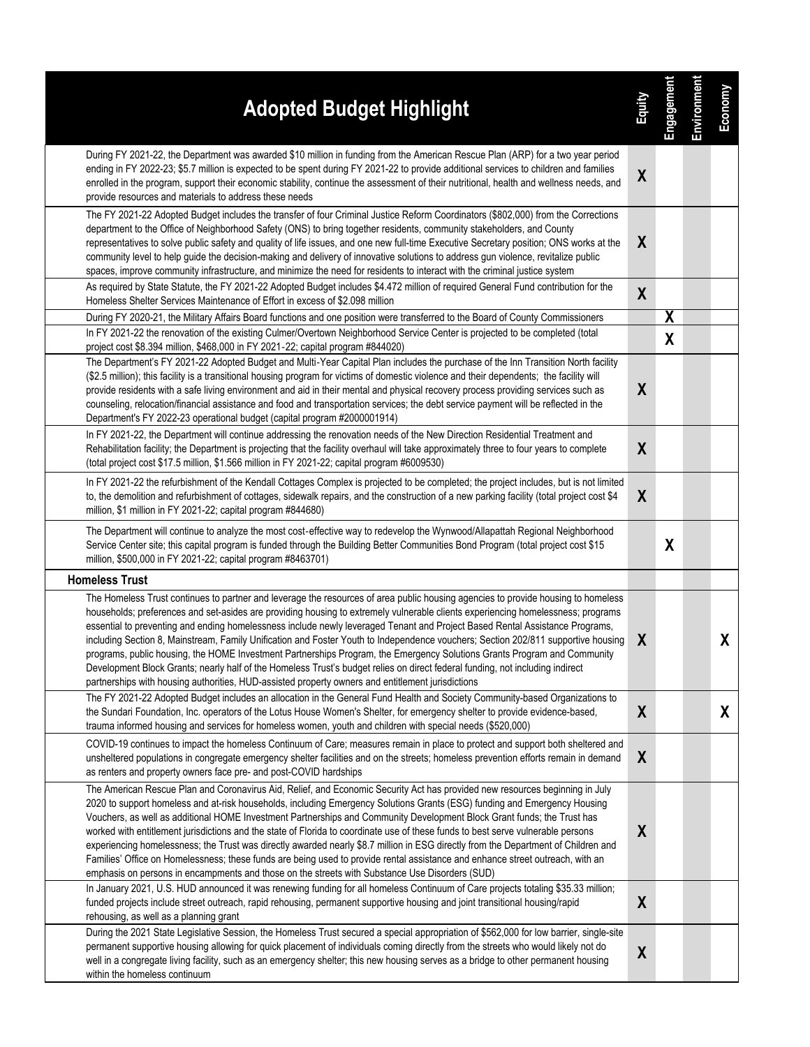| Adopted Budget Highlight | Equity | Engagement | Environment | Economy |
|---|---|---|---|---|
| During FY 2021-22, the Department was awarded $10 million in funding from the American Rescue Plan (ARP) for a two year period ending in FY 2022-23; $5.7 million is expected to be spent during FY 2021-22 to provide additional services to children and families enrolled in the program, support their economic stability, continue the assessment of their nutritional, health and wellness needs, and provide resources and materials to address these needs | X | | | |
| The FY 2021-22 Adopted Budget includes the transfer of four Criminal Justice Reform Coordinators ($802,000) from the Corrections department to the Office of Neighborhood Safety (ONS) to bring together residents, community stakeholders, and County representatives to solve public safety and quality of life issues, and one new full-time Executive Secretary position; ONS works at the community level to help guide the decision-making and delivery of innovative solutions to address gun violence, revitalize public spaces, improve community infrastructure, and minimize the need for residents to interact with the criminal justice system | X | | | |
| As required by State Statute, the FY 2021-22 Adopted Budget includes $4.472 million of required General Fund contribution for the Homeless Shelter Services Maintenance of Effort in excess of $2.098 million | X | | | |
| During FY 2020-21, the Military Affairs Board functions and one position were transferred to the Board of County Commissioners | | X | | |
| In FY 2021-22 the renovation of the existing Culmer/Overtown Neighborhood Service Center is projected to be completed (total project cost $8.394 million, $468,000 in FY 2021-22; capital program #844020) | | X | | |
| The Department's FY 2021-22 Adopted Budget and Multi-Year Capital Plan includes the purchase of the Inn Transition North facility ($2.5 million); this facility is a transitional housing program for victims of domestic violence and their dependents; the facility will provide residents with a safe living environment and aid in their mental and physical recovery process providing services such as counseling, relocation/financial assistance and food and transportation services; the debt service payment will be reflected in the Department's FY 2022-23 operational budget (capital program #2000001914) | X | | | |
| In FY 2021-22, the Department will continue addressing the renovation needs of the New Direction Residential Treatment and Rehabilitation facility; the Department is projecting that the facility overhaul will take approximately three to four years to complete (total project cost $17.5 million, $1.566 million in FY 2021-22; capital program #6009530) | X | | | |
| In FY 2021-22 the refurbishment of the Kendall Cottages Complex is projected to be completed; the project includes, but is not limited to, the demolition and refurbishment of cottages, sidewalk repairs, and the construction of a new parking facility (total project cost $4 million, $1 million in FY 2021-22; capital program #844680) | X | | | |
| The Department will continue to analyze the most cost-effective way to redevelop the Wynwood/Allapattah Regional Neighborhood Service Center site; this capital program is funded through the Building Better Communities Bond Program (total project cost $15 million, $500,000 in FY 2021-22; capital program #8463701) | | X | | |
| **Homeless Trust** | | | | |
| The Homeless Trust continues to partner and leverage the resources of area public housing agencies to provide housing to homeless households; preferences and set-asides are providing housing to extremely vulnerable clients experiencing homelessness; programs essential to preventing and ending homelessness include newly leveraged Tenant and Project Based Rental Assistance Programs, including Section 8, Mainstream, Family Unification and Foster Youth to Independence vouchers; Section 202/811 supportive housing programs, public housing, the HOME Investment Partnerships Program, the Emergency Solutions Grants Program and Community Development Block Grants; nearly half of the Homeless Trust's budget relies on direct federal funding, not including indirect partnerships with housing authorities, HUD-assisted property owners and entitlement jurisdictions | X | | | X |
| The FY 2021-22 Adopted Budget includes an allocation in the General Fund Health and Society Community-based Organizations to the Sundari Foundation, Inc. operators of the Lotus House Women's Shelter, for emergency shelter to provide evidence-based, trauma informed housing and services for homeless women, youth and children with special needs ($520,000) | X | | | X |
| COVID-19 continues to impact the homeless Continuum of Care; measures remain in place to protect and support both sheltered and unsheltered populations in congregate emergency shelter facilities and on the streets; homeless prevention efforts remain in demand as renters and property owners face pre- and post-COVID hardships | X | | | |
| The American Rescue Plan and Coronavirus Aid, Relief, and Economic Security Act has provided new resources beginning in July 2020 to support homeless and at-risk households, including Emergency Solutions Grants (ESG) funding and Emergency Housing Vouchers, as well as additional HOME Investment Partnerships and Community Development Block Grant funds; the Trust has worked with entitlement jurisdictions and the state of Florida to coordinate use of these funds to best serve vulnerable persons experiencing homelessness; the Trust was directly awarded nearly $8.7 million in ESG directly from the Department of Children and Families' Office on Homelessness; these funds are being used to provide rental assistance and enhance street outreach, with an emphasis on persons in encampments and those on the streets with Substance Use Disorders (SUD) | X | | | |
| In January 2021, U.S. HUD announced it was renewing funding for all homeless Continuum of Care projects totaling $35.33 million; funded projects include street outreach, rapid rehousing, permanent supportive housing and joint transitional housing/rapid rehousing, as well as a planning grant | X | | | |
| During the 2021 State Legislative Session, the Homeless Trust secured a special appropriation of $562,000 for low barrier, single-site permanent supportive housing allowing for quick placement of individuals coming directly from the streets who would likely not do well in a congregate living facility, such as an emergency shelter; this new housing serves as a bridge to other permanent housing within the homeless continuum | X | | | |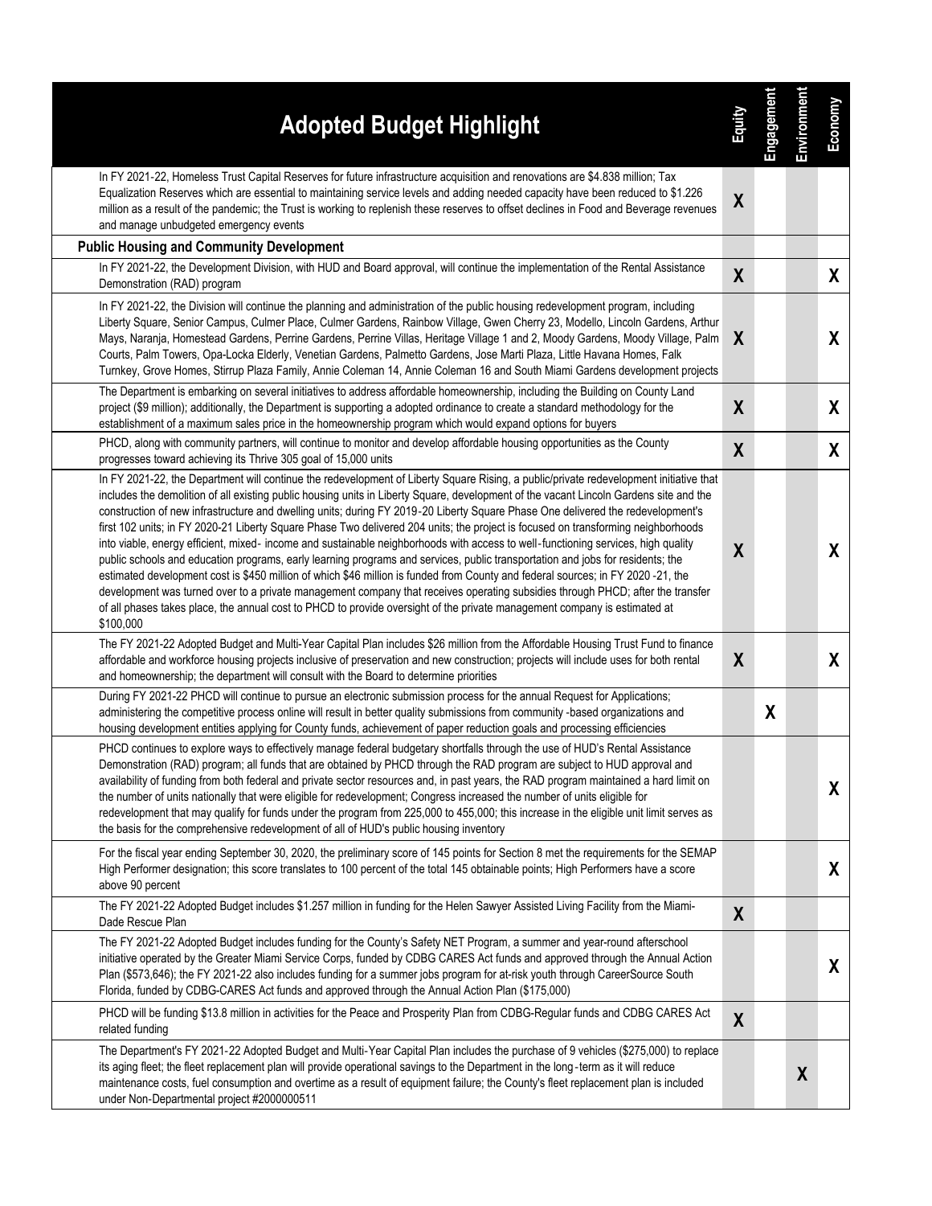| Adopted Budget Highlight | Equity | Engagement | Environment | Economy |
|---|---|---|---|---|
| In FY 2021-22, Homeless Trust Capital Reserves for future infrastructure acquisition and renovations are $4.838 million; Tax Equalization Reserves which are essential to maintaining service levels and adding needed capacity have been reduced to $1.226 million as a result of the pandemic; the Trust is working to replenish these reserves to offset declines in Food and Beverage revenues and manage unbudgeted emergency events | X | | | |
| **Public Housing and Community Development** | | | | |
| In FY 2021-22, the Development Division, with HUD and Board approval, will continue the implementation of the Rental Assistance Demonstration (RAD) program | X | | | X |
| In FY 2021-22, the Division will continue the planning and administration of the public housing redevelopment program, including Liberty Square, Senior Campus, Culmer Place, Culmer Gardens, Rainbow Village, Gwen Cherry 23, Modello, Lincoln Gardens, Arthur Mays, Naranja, Homestead Gardens, Perrine Gardens, Perrine Villas, Heritage Village 1 and 2, Moody Gardens, Moody Village, Palm Courts, Palm Towers, Opa-Locka Elderly, Venetian Gardens, Palmetto Gardens, Jose Marti Plaza, Little Havana Homes, Falk Turnkey, Grove Homes, Stirrup Plaza Family, Annie Coleman 14, Annie Coleman 16 and South Miami Gardens development projects | X | | | X |
| The Department is embarking on several initiatives to address affordable homeownership, including the Building on County Land project ($9 million); additionally, the Department is supporting a adopted ordinance to create a standard methodology for the establishment of a maximum sales price in the homeownership program which would expand options for buyers | X | | | X |
| PHCD, along with community partners, will continue to monitor and develop affordable housing opportunities as the County progresses toward achieving its Thrive 305 goal of 15,000 units | X | | | X |
| In FY 2021-22, the Department will continue the redevelopment of Liberty Square Rising, a public/private redevelopment initiative that includes the demolition of all existing public housing units in Liberty Square, development of the vacant Lincoln Gardens site and the construction of new infrastructure and dwelling units; during FY 2019-20 Liberty Square Phase One delivered the redevelopment's first 102 units; in FY 2020-21 Liberty Square Phase Two delivered 204 units; the project is focused on transforming neighborhoods into viable, energy efficient, mixed- income and sustainable neighborhoods with access to well-functioning services, high quality public schools and education programs, early learning programs and services, public transportation and jobs for residents; the estimated development cost is $450 million of which $46 million is funded from County and federal sources; in FY 2020 -21, the development was turned over to a private management company that receives operating subsidies through PHCD; after the transfer of all phases takes place, the annual cost to PHCD to provide oversight of the private management company is estimated at $100,000 | X | | | X |
| The FY 2021-22 Adopted Budget and Multi-Year Capital Plan includes $26 million from the Affordable Housing Trust Fund to finance affordable and workforce housing projects inclusive of preservation and new construction; projects will include uses for both rental and homeownership; the department will consult with the Board to determine priorities | X | | | X |
| During FY 2021-22 PHCD will continue to pursue an electronic submission process for the annual Request for Applications; administering the competitive process online will result in better quality submissions from community -based organizations and housing development entities applying for County funds, achievement of paper reduction goals and processing efficiencies | | X | | |
| PHCD continues to explore ways to effectively manage federal budgetary shortfalls through the use of HUD's Rental Assistance Demonstration (RAD) program; all funds that are obtained by PHCD through the RAD program are subject to HUD approval and availability of funding from both federal and private sector resources and, in past years, the RAD program maintained a hard limit on the number of units nationally that were eligible for redevelopment; Congress increased the number of units eligible for redevelopment that may qualify for funds under the program from 225,000 to 455,000; this increase in the eligible unit limit serves as the basis for the comprehensive redevelopment of all of HUD's public housing inventory | | | | X |
| For the fiscal year ending September 30, 2020, the preliminary score of 145 points for Section 8 met the requirements for the SEMAP High Performer designation; this score translates to 100 percent of the total 145 obtainable points; High Performers have a score above 90 percent | | | | X |
| The FY 2021-22 Adopted Budget includes $1.257 million in funding for the Helen Sawyer Assisted Living Facility from the Miami-Dade Rescue Plan | X | | | |
| The FY 2021-22 Adopted Budget includes funding for the County's Safety NET Program, a summer and year-round afterschool initiative operated by the Greater Miami Service Corps, funded by CDBG CARES Act funds and approved through the Annual Action Plan ($573,646); the FY 2021-22 also includes funding for a summer jobs program for at-risk youth through CareerSource South Florida, funded by CDBG-CARES Act funds and approved through the Annual Action Plan ($175,000) | | | | X |
| PHCD will be funding $13.8 million in activities for the Peace and Prosperity Plan from CDBG-Regular funds and CDBG CARES Act related funding | X | | | |
| The Department's FY 2021-22 Adopted Budget and Multi-Year Capital Plan includes the purchase of 9 vehicles ($275,000) to replace its aging fleet; the fleet replacement plan will provide operational savings to the Department in the long-term as it will reduce maintenance costs, fuel consumption and overtime as a result of equipment failure; the County's fleet replacement plan is included under Non-Departmental project #2000000511 | | | X | |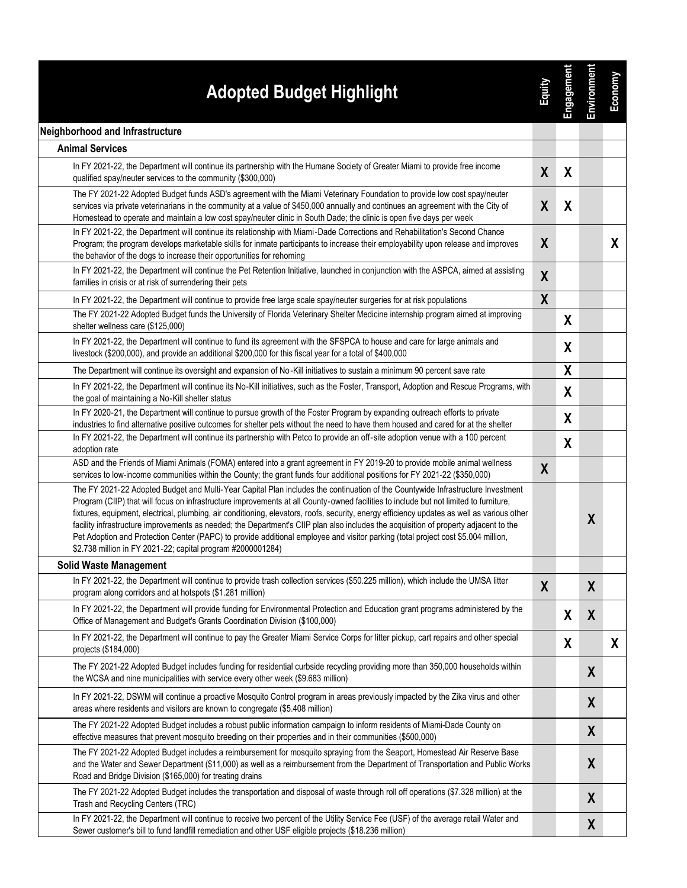| Adopted Budget Highlight | Equity | Engagement | Environment | Economy |
|---|---|---|---|---|
| **Neighborhood and Infrastructure** | | | | |
| **Animal Services** | | | | |
| In FY 2021-22, the Department will continue its partnership with the Humane Society of Greater Miami to provide free income qualified spay/neuter services to the community ($300,000) | X | X | | |
| The FY 2021-22 Adopted Budget funds ASD's agreement with the Miami Veterinary Foundation to provide low cost spay/neuter services via private veterinarians in the community at a value of $450,000 annually and continues an agreement with the City of Homestead to operate and maintain a low cost spay/neuter clinic in South Dade; the clinic is open five days per week | X | X | | |
| In FY 2021-22, the Department will continue its relationship with Miami-Dade Corrections and Rehabilitation's Second Chance Program; the program develops marketable skills for inmate participants to increase their employability upon release and improves the behavior of the dogs to increase their opportunities for rehoming | X | | | X |
| In FY 2021-22, the Department will continue the Pet Retention Initiative, launched in conjunction with the ASPCA, aimed at assisting families in crisis or at risk of surrendering their pets | X | | | |
| In FY 2021-22, the Department will continue to provide free large scale spay/neuter surgeries for at risk populations | X | | | |
| The FY 2021-22 Adopted Budget funds the University of Florida Veterinary Shelter Medicine internship program aimed at improving shelter wellness care ($125,000) | | X | | |
| In FY 2021-22, the Department will continue to fund its agreement with the SFSPCA to house and care for large animals and livestock ($200,000), and provide an additional $200,000 for this fiscal year for a total of $400,000 | | X | | |
| The Department will continue its oversight and expansion of No-Kill initiatives to sustain a minimum 90 percent save rate | | X | | |
| In FY 2021-22, the Department will continue its No-Kill initiatives, such as the Foster, Transport, Adoption and Rescue Programs, with the goal of maintaining a No-Kill shelter status | | X | | |
| In FY 2020-21, the Department will continue to pursue growth of the Foster Program by expanding outreach efforts to private industries to find alternative positive outcomes for shelter pets without the need to have them housed and cared for at the shelter | | X | | |
| In FY 2021-22, the Department will continue its partnership with Petco to provide an off-site adoption venue with a 100 percent adoption rate | | X | | |
| ASD and the Friends of Miami Animals (FOMA) entered into a grant agreement in FY 2019-20 to provide mobile animal wellness services to low-income communities within the County; the grant funds four additional positions for FY 2021-22 ($350,000) | X | | | |
| The FY 2021-22 Adopted Budget and Multi-Year Capital Plan includes the continuation of the Countywide Infrastructure Investment Program (CIIP) that will focus on infrastructure improvements at all County-owned facilities to include but not limited to furniture, fixtures, equipment, electrical, plumbing, air conditioning, elevators, roofs, security, energy efficiency updates as well as various other facility infrastructure improvements as needed; the Department's CIIP plan also includes the acquisition of property adjacent to the Pet Adoption and Protection Center (PAPC) to provide additional employee and visitor parking (total project cost $5.004 million, $2.738 million in FY 2021-22; capital program #2000001284) | | | X | |
| **Solid Waste Management** | | | | |
| In FY 2021-22, the Department will continue to provide trash collection services ($50.225 million), which include the UMSA litter program along corridors and at hotspots ($1.281 million) | X | | X | |
| In FY 2021-22, the Department will provide funding for Environmental Protection and Education grant programs administered by the Office of Management and Budget's Grants Coordination Division ($100,000) | | X | X | |
| In FY 2021-22, the Department will continue to pay the Greater Miami Service Corps for litter pickup, cart repairs and other special projects ($184,000) | | X | | X |
| The FY 2021-22 Adopted Budget includes funding for residential curbside recycling providing more than 350,000 households within the WCSA and nine municipalities with service every other week ($9.683 million) | | | X | |
| In FY 2021-22, DSWM will continue a proactive Mosquito Control program in areas previously impacted by the Zika virus and other areas where residents and visitors are known to congregate ($5.408 million) | | | X | |
| The FY 2021-22 Adopted Budget includes a robust public information campaign to inform residents of Miami-Dade County on effective measures that prevent mosquito breeding on their properties and in their communities ($500,000) | | | X | |
| The FY 2021-22 Adopted Budget includes a reimbursement for mosquito spraying from the Seaport, Homestead Air Reserve Base and the Water and Sewer Department ($11,000) as well as a reimbursement from the Department of Transportation and Public Works Road and Bridge Division ($165,000) for treating drains | | | X | |
| The FY 2021-22 Adopted Budget includes the transportation and disposal of waste through roll off operations ($7.328 million) at the Trash and Recycling Centers (TRC) | | | X | |
| In FY 2021-22, the Department will continue to receive two percent of the Utility Service Fee (USF) of the average retail Water and Sewer customer's bill to fund landfill remediation and other USF eligible projects ($18.236 million) | | | X | |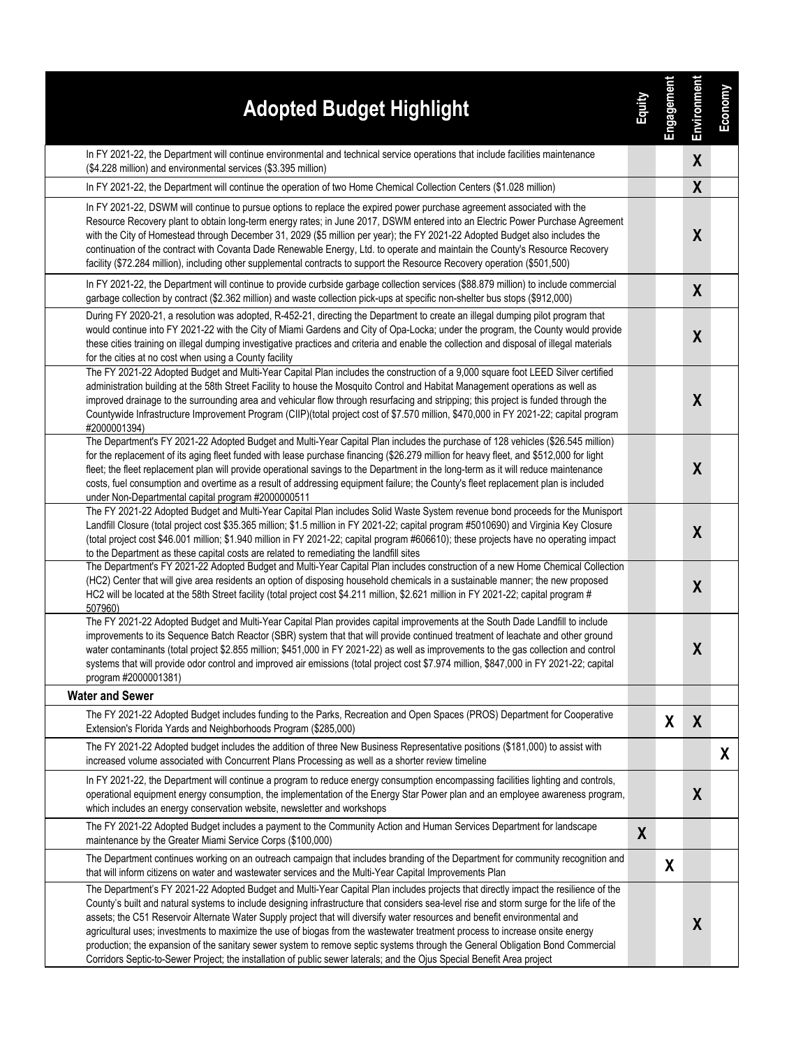| Adopted Budget Highlight | Equity | Engagement | Environment | Economy |
|---|---|---|---|---|
| In FY 2021-22, the Department will continue environmental and technical service operations that include facilities maintenance ($4.228 million) and environmental services ($3.395 million) | | | X | |
| In FY 2021-22, the Department will continue the operation of two Home Chemical Collection Centers ($1.028 million) | | | X | |
| In FY 2021-22, DSWM will continue to pursue options to replace the expired power purchase agreement associated with the Resource Recovery plant to obtain long-term energy rates; in June 2017, DSWM entered into an Electric Power Purchase Agreement with the City of Homestead through December 31, 2029 ($5 million per year); the FY 2021-22 Adopted Budget also includes the continuation of the contract with Covanta Dade Renewable Energy, Ltd. to operate and maintain the County's Resource Recovery facility ($72.284 million), including other supplemental contracts to support the Resource Recovery operation ($501,500) | | | X | |
| In FY 2021-22, the Department will continue to provide curbside garbage collection services ($88.879 million) to include commercial garbage collection by contract ($2.362 million) and waste collection pick-ups at specific non-shelter bus stops ($912,000) | | | X | |
| During FY 2020-21, a resolution was adopted, R-452-21, directing the Department to create an illegal dumping pilot program that would continue into FY 2021-22 with the City of Miami Gardens and City of Opa-Locka; under the program, the County would provide these cities training on illegal dumping investigative practices and criteria and enable the collection and disposal of illegal materials for the cities at no cost when using a County facility | | | X | |
| The FY 2021-22 Adopted Budget and Multi-Year Capital Plan includes the construction of a 9,000 square foot LEED Silver certified administration building at the 58th Street Facility to house the Mosquito Control and Habitat Management operations as well as improved drainage to the surrounding area and vehicular flow through resurfacing and stripping; this project is funded through the Countywide Infrastructure Improvement Program (CIIP)(total project cost of $7.570 million, $470,000 in FY 2021-22; capital program #2000001394) | | | X | |
| The Department's FY 2021-22 Adopted Budget and Multi-Year Capital Plan includes the purchase of 128 vehicles ($26.545 million) for the replacement of its aging fleet funded with lease purchase financing ($26.279 million for heavy fleet, and $512,000 for light fleet; the fleet replacement plan will provide operational savings to the Department in the long-term as it will reduce maintenance costs, fuel consumption and overtime as a result of addressing equipment failure; the County's fleet replacement plan is included under Non-Departmental capital program #2000000511 | | | X | |
| The FY 2021-22 Adopted Budget and Multi-Year Capital Plan includes Solid Waste System revenue bond proceeds for the Munisport Landfill Closure (total project cost $35.365 million; $1.5 million in FY 2021-22; capital program #5010690) and Virginia Key Closure (total project cost $46.001 million; $1.940 million in FY 2021-22; capital program #606610); these projects have no operating impact to the Department as these capital costs are related to remediating the landfill sites | | | X | |
| The Department's FY 2021-22 Adopted Budget and Multi-Year Capital Plan includes construction of a new Home Chemical Collection (HC2) Center that will give area residents an option of disposing household chemicals in a sustainable manner; the new proposed HC2 will be located at the 58th Street facility (total project cost $4.211 million, $2.621 million in FY 2021-22; capital program # 507960) | | | X | |
| The FY 2021-22 Adopted Budget and Multi-Year Capital Plan provides capital improvements at the South Dade Landfill to include improvements to its Sequence Batch Reactor (SBR) system that that will provide continued treatment of leachate and other ground water contaminants (total project $2.855 million; $451,000 in FY 2021-22) as well as improvements to the gas collection and control systems that will provide odor control and improved air emissions (total project cost $7.974 million, $847,000 in FY 2021-22; capital program #2000001381) | | | X | |
| **Water and Sewer** | | | | |
| The FY 2021-22 Adopted Budget includes funding to the Parks, Recreation and Open Spaces (PROS) Department for Cooperative Extension's Florida Yards and Neighborhoods Program ($285,000) | | X | X | |
| The FY 2021-22 Adopted budget includes the addition of three New Business Representative positions ($181,000) to assist with increased volume associated with Concurrent Plans Processing as well as a shorter review timeline | | | | X |
| In FY 2021-22, the Department will continue a program to reduce energy consumption encompassing facilities lighting and controls, operational equipment energy consumption, the implementation of the Energy Star Power plan and an employee awareness program, which includes an energy conservation website, newsletter and workshops | | | X | |
| The FY 2021-22 Adopted Budget includes a payment to the Community Action and Human Services Department for landscape maintenance by the Greater Miami Service Corps ($100,000) | X | | | |
| The Department continues working on an outreach campaign that includes branding of the Department for community recognition and that will inform citizens on water and wastewater services and the Multi-Year Capital Improvements Plan | | X | | |
| The Department's FY 2021-22 Adopted Budget and Multi-Year Capital Plan includes projects that directly impact the resilience of the County's built and natural systems to include designing infrastructure that considers sea-level rise and storm surge for the life of the assets; the C51 Reservoir Alternate Water Supply project that will diversify water resources and benefit environmental and agricultural uses; investments to maximize the use of biogas from the wastewater treatment process to increase onsite energy production; the expansion of the sanitary sewer system to remove septic systems through the General Obligation Bond Commercial Corridors Septic-to-Sewer Project; the installation of public sewer laterals; and the Ojus Special Benefit Area project | | | X | |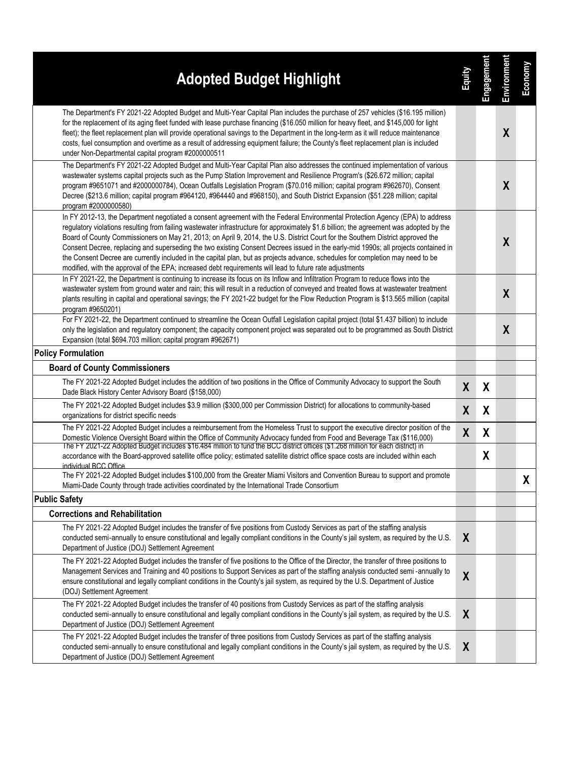| Adopted Budget Highlight | Equity | Engagement | Environment | Economy |
|---|---|---|---|---|
| The Department's FY 2021-22 Adopted Budget and Multi-Year Capital Plan includes the purchase of 257 vehicles ($16.195 million) for the replacement of its aging fleet funded with lease purchase financing ($16.050 million for heavy fleet, and $145,000 for light fleet); the fleet replacement plan will provide operational savings to the Department in the long-term as it will reduce maintenance costs, fuel consumption and overtime as a result of addressing equipment failure; the County's fleet replacement plan is included under Non-Departmental capital program #2000000511 | | | X | |
| The Department's FY 2021-22 Adopted Budget and Multi-Year Capital Plan also addresses the continued implementation of various wastewater systems capital projects such as the Pump Station Improvement and Resilience Program's ($26.672 million; capital program #9651071 and #2000000784), Ocean Outfalls Legislation Program ($70.016 million; capital program #962670), Consent Decree ($213.6 million; capital program #964120, #964440 and #968150), and South District Expansion ($51.228 million; capital program #2000000580) | | | X | |
| In FY 2012-13, the Department negotiated a consent agreement with the Federal Environmental Protection Agency (EPA) to address regulatory violations resulting from failing wastewater infrastructure for approximately $1.6 billion; the agreement was adopted by the Board of County Commissioners on May 21, 2013; on April 9, 2014, the U.S. District Court for the Southern District approved the Consent Decree, replacing and superseding the two existing Consent Decrees issued in the early-mid 1990s; all projects contained in the Consent Decree are currently included in the capital plan, but as projects advance, schedules for completion may need to be modified, with the approval of the EPA; increased debt requirements will lead to future rate adjustments | | | X | |
| In FY 2021-22, the Department is continuing to increase its focus on its Inflow and Infiltration Program to reduce flows into the wastewater system from ground water and rain; this will result in a reduction of conveyed and treated flows at wastewater treatment plants resulting in capital and operational savings; the FY 2021-22 budget for the Flow Reduction Program is $13.565 million (capital program #9650201) | | | X | |
| For FY 2021-22, the Department continued to streamline the Ocean Outfall Legislation capital project (total $1.437 billion) to include only the legislation and regulatory component; the capacity component project was separated out to be programmed as South District Expansion (total $694.703 million; capital program #962671) | | | X | |
| **Policy Formulation** | | | | |
| **Board of County Commissioners** | | | | |
| The FY 2021-22 Adopted Budget includes the addition of two positions in the Office of Community Advocacy to support the South Dade Black History Center Advisory Board ($158,000) | X | X | | |
| The FY 2021-22 Adopted Budget includes $3.9 million ($300,000 per Commission District) for allocations to community-based organizations for district specific needs | X | X | | |
| The FY 2021-22 Adopted Budget includes a reimbursement from the Homeless Trust to support the executive director position of the Domestic Violence Oversight Board within the Office of Community Advocacy funded from Food and Beverage Tax ($116,000) | X | X | | |
| The FY 2021-22 Adopted Budget includes $16.484 million to fund the BCC district offices ($1.268 million for each district) in accordance with the Board-approved satellite office policy; estimated satellite district office space costs are included within each individual BCC Office | | X | | |
| The FY 2021-22 Adopted Budget includes $100,000 from the Greater Miami Visitors and Convention Bureau to support and promote Miami-Dade County through trade activities coordinated by the International Trade Consortium | | | | X |
| **Public Safety** | | | | |
| **Corrections and Rehabilitation** | | | | |
| The FY 2021-22 Adopted Budget includes the transfer of five positions from Custody Services as part of the staffing analysis conducted semi-annually to ensure constitutional and legally compliant conditions in the County's jail system, as required by the U.S. Department of Justice (DOJ) Settlement Agreement | X | | | |
| The FY 2021-22 Adopted Budget includes the transfer of five positions to the Office of the Director, the transfer of three positions to Management Services and Training and 40 positions to Support Services as part of the staffing analysis conducted semi-annually to ensure constitutional and legally compliant conditions in the County's jail system, as required by the U.S. Department of Justice (DOJ) Settlement Agreement | X | | | |
| The FY 2021-22 Adopted Budget includes the transfer of 40 positions from Custody Services as part of the staffing analysis conducted semi-annually to ensure constitutional and legally compliant conditions in the County's jail system, as required by the U.S. Department of Justice (DOJ) Settlement Agreement | X | | | |
| The FY 2021-22 Adopted Budget includes the transfer of three positions from Custody Services as part of the staffing analysis conducted semi-annually to ensure constitutional and legally compliant conditions in the County's jail system, as required by the U.S. Department of Justice (DOJ) Settlement Agreement | X | | | |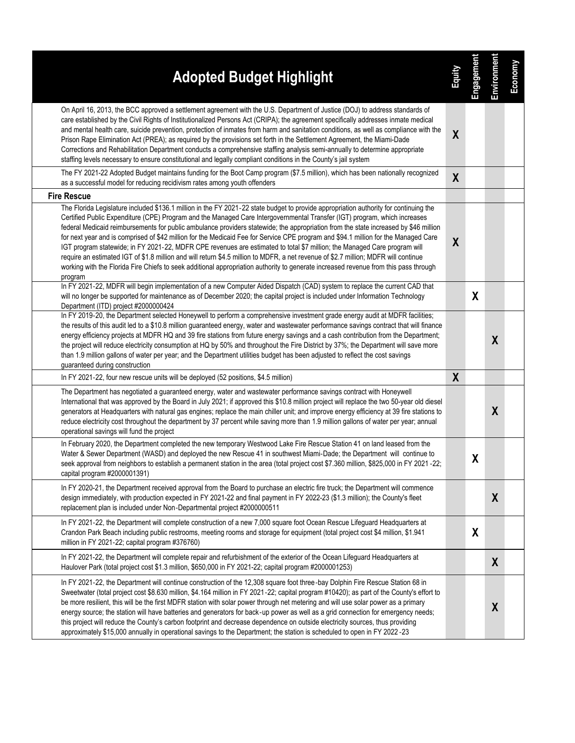| Adopted Budget Highlight | Equity | Engagement | Environment | Economy |
|---|---|---|---|---|
| On April 16, 2013, the BCC approved a settlement agreement with the U.S. Department of Justice (DOJ) to address standards of care established by the Civil Rights of Institutionalized Persons Act (CRIPA); the agreement specifically addresses inmate medical and mental health care, suicide prevention, protection of inmates from harm and sanitation conditions, as well as compliance with the Prison Rape Elimination Act (PREA); as required by the provisions set forth in the Settlement Agreement, the Miami-Dade Corrections and Rehabilitation Department conducts a comprehensive staffing analysis semi-annually to determine appropriate staffing levels necessary to ensure constitutional and legally compliant conditions in the County's jail system | X | | | |
| The FY 2021-22 Adopted Budget maintains funding for the Boot Camp program ($7.5 million), which has been nationally recognized as a successful model for reducing recidivism rates among youth offenders | X | | | |
| **Fire Rescue** | | | | |
| The Florida Legislature included $136.1 million in the FY 2021-22 state budget to provide appropriation authority for continuing the Certified Public Expenditure (CPE) Program and the Managed Care Intergovernmental Transfer (IGT) program, which increases federal Medicaid reimbursements for public ambulance providers statewide; the appropriation from the state increased by $46 million for next year and is comprised of $42 million for the Medicaid Fee for Service CPE program and $94.1 million for the Managed Care IGT program statewide; in FY 2021-22, MDFR CPE revenues are estimated to total $7 million; the Managed Care program will require an estimated IGT of $1.8 million and will return $4.5 million to MDFR, a net revenue of $2.7 million; MDFR will continue working with the Florida Fire Chiefs to seek additional appropriation authority to generate increased revenue from this pass through program | X | | | |
| In FY 2021-22, MDFR will begin implementation of a new Computer Aided Dispatch (CAD) system to replace the current CAD that will no longer be supported for maintenance as of December 2020; the capital project is included under Information Technology Department (ITD) project #2000000424 | | X | | |
| In FY 2019-20, the Department selected Honeywell to perform a comprehensive investment grade energy audit at MDFR facilities; the results of this audit led to a $10.8 million guaranteed energy, water and wastewater performance savings contract that will finance energy efficiency projects at MDFR HQ and 39 fire stations from future energy savings and a cash contribution from the Department; the project will reduce electricity consumption at HQ by 50% and throughout the Fire District by 37%; the Department will save more than 1.9 million gallons of water per year; and the Department utilities budget has been adjusted to reflect the cost savings guaranteed during construction | | | X | |
| In FY 2021-22, four new rescue units will be deployed (52 positions, $4.5 million) | X | | | |
| The Department has negotiated a guaranteed energy, water and wastewater performance savings contract with Honeywell International that was approved by the Board in July 2021; if approved this $10.8 million project will replace the two 50-year old diesel generators at Headquarters with natural gas engines; replace the main chiller unit; and improve energy efficiency at 39 fire stations to reduce electricity cost throughout the department by 37 percent while saving more than 1.9 million gallons of water per year; annual operational savings will fund the project | | | X | |
| In February 2020, the Department completed the new temporary Westwood Lake Fire Rescue Station 41 on land leased from the Water & Sewer Department (WASD) and deployed the new Rescue 41 in southwest Miami-Dade; the Department will continue to seek approval from neighbors to establish a permanent station in the area (total project cost $7.360 million, $825,000 in FY 2021-22; capital program #2000001391) | | X | | |
| In FY 2020-21, the Department received approval from the Board to purchase an electric fire truck; the Department will commence design immediately, with production expected in FY 2021-22 and final payment in FY 2022-23 ($1.3 million); the County's fleet replacement plan is included under Non-Departmental project #2000000511 | | | X | |
| In FY 2021-22, the Department will complete construction of a new 7,000 square foot Ocean Rescue Lifeguard Headquarters at Crandon Park Beach including public restrooms, meeting rooms and storage for equipment (total project cost $4 million, $1.941 million in FY 2021-22; capital program #376760) | | X | | |
| In FY 2021-22, the Department will complete repair and refurbishment of the exterior of the Ocean Lifeguard Headquarters at Haulover Park (total project cost $1.3 million, $650,000 in FY 2021-22; capital program #2000001253) | | | X | |
| In FY 2021-22, the Department will continue construction of the 12,308 square foot three-bay Dolphin Fire Rescue Station 68 in Sweetwater (total project cost $8.630 million, $4.164 million in FY 2021-22; capital program #10420); as part of the County's effort to be more resilient, this will be the first MDFR station with solar power through net metering and will use solar power as a primary energy source; the station will have batteries and generators for back-up power as well as a grid connection for emergency needs; this project will reduce the County's carbon footprint and decrease dependence on outside electricity sources, thus providing approximately $15,000 annually in operational savings to the Department; the station is scheduled to open in FY 2022-23 | | | X | |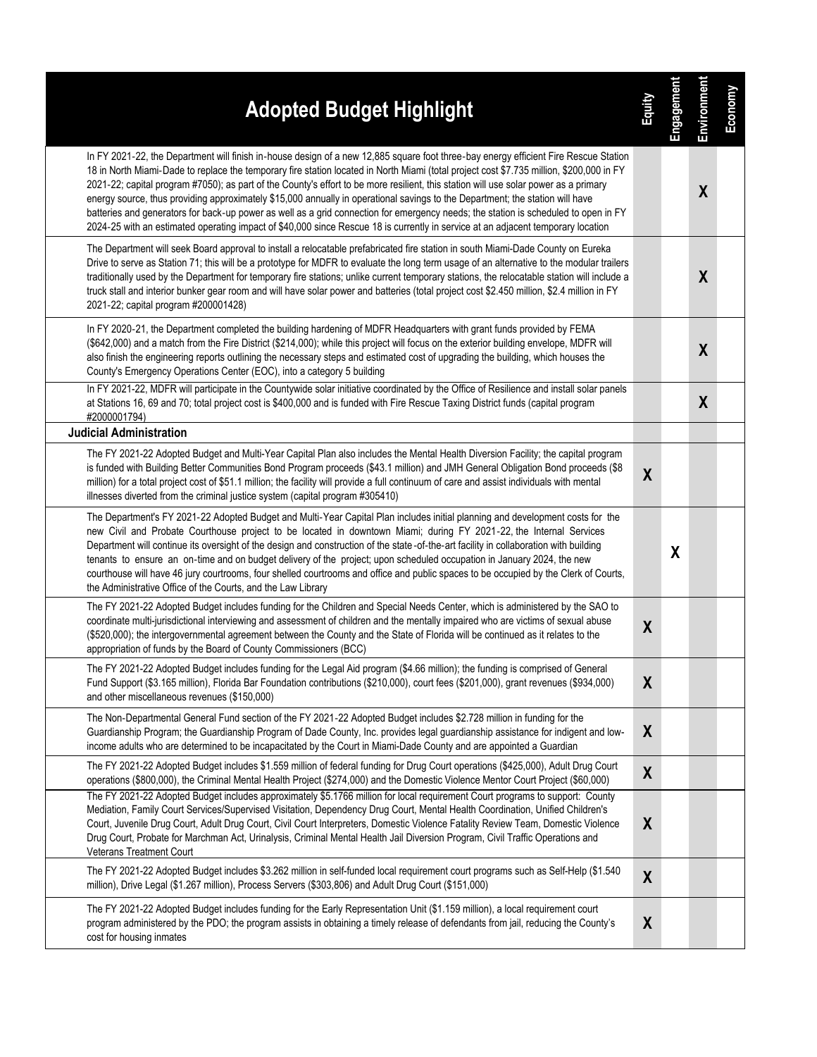| Adopted Budget Highlight | Equity | Engagement | Environment | Economy |
|---|---|---|---|---|
| In FY 2021-22, the Department will finish in-house design of a new 12,885 square foot three-bay energy efficient Fire Rescue Station 18 in North Miami-Dade to replace the temporary fire station located in North Miami (total project cost $7.735 million, $200,000 in FY 2021-22; capital program #7050); as part of the County's effort to be more resilient, this station will use solar power as a primary energy source, thus providing approximately $15,000 annually in operational savings to the Department; the station will have batteries and generators for back-up power as well as a grid connection for emergency needs; the station is scheduled to open in FY 2024-25 with an estimated operating impact of $40,000 since Rescue 18 is currently in service at an adjacent temporary location | | | X | |
| The Department will seek Board approval to install a relocatable prefabricated fire station in south Miami-Dade County on Eureka Drive to serve as Station 71; this will be a prototype for MDFR to evaluate the long term usage of an alternative to the modular trailers traditionally used by the Department for temporary fire stations; unlike current temporary stations, the relocatable station will include a truck stall and interior bunker gear room and will have solar power and batteries (total project cost $2.450 million, $2.4 million in FY 2021-22; capital program #200001428) | | | X | |
| In FY 2020-21, the Department completed the building hardening of MDFR Headquarters with grant funds provided by FEMA ($642,000) and a match from the Fire District ($214,000); while this project will focus on the exterior building envelope, MDFR will also finish the engineering reports outlining the necessary steps and estimated cost of upgrading the building, which houses the County's Emergency Operations Center (EOC), into a category 5 building | | | X | |
| In FY 2021-22, MDFR will participate in the Countywide solar initiative coordinated by the Office of Resilience and install solar panels at Stations 16, 69 and 70; total project cost is $400,000 and is funded with Fire Rescue Taxing District funds (capital program #2000001794) | | | X | |
| **Judicial Administration** | | | | |
| The FY 2021-22 Adopted Budget and Multi-Year Capital Plan also includes the Mental Health Diversion Facility; the capital program is funded with Building Better Communities Bond Program proceeds ($43.1 million) and JMH General Obligation Bond proceeds ($8 million) for a total project cost of $51.1 million; the facility will provide a full continuum of care and assist individuals with mental illnesses diverted from the criminal justice system (capital program #305410) | X | | | |
| The Department's FY 2021-22 Adopted Budget and Multi-Year Capital Plan includes initial planning and development costs for the new Civil and Probate Courthouse project to be located in downtown Miami; during FY 2021-22, the Internal Services Department will continue its oversight of the design and construction of the state-of-the-art facility in collaboration with building tenants to ensure an on-time and on budget delivery of the project; upon scheduled occupation in January 2024, the new courthouse will have 46 jury courtrooms, four shelled courtrooms and office and public spaces to be occupied by the Clerk of Courts, the Administrative Office of the Courts, and the Law Library | | X | | |
| The FY 2021-22 Adopted Budget includes funding for the Children and Special Needs Center, which is administered by the SAO to coordinate multi-jurisdictional interviewing and assessment of children and the mentally impaired who are victims of sexual abuse ($520,000); the intergovernmental agreement between the County and the State of Florida will be continued as it relates to the appropriation of funds by the Board of County Commissioners (BCC) | X | | | |
| The FY 2021-22 Adopted Budget includes funding for the Legal Aid program ($4.66 million); the funding is comprised of General Fund Support ($3.165 million), Florida Bar Foundation contributions ($210,000), court fees ($201,000), grant revenues ($934,000) and other miscellaneous revenues ($150,000) | X | | | |
| The Non-Departmental General Fund section of the FY 2021-22 Adopted Budget includes $2.728 million in funding for the Guardianship Program; the Guardianship Program of Dade County, Inc. provides legal guardianship assistance for indigent and low-income adults who are determined to be incapacitated by the Court in Miami-Dade County and are appointed a Guardian | X | | | |
| The FY 2021-22 Adopted Budget includes $1.559 million of federal funding for Drug Court operations ($425,000), Adult Drug Court operations ($800,000), the Criminal Mental Health Project ($274,000) and the Domestic Violence Mentor Court Project ($60,000) | X | | | |
| The FY 2021-22 Adopted Budget includes approximately $5.1766 million for local requirement Court programs to support: County Mediation, Family Court Services/Supervised Visitation, Dependency Drug Court, Mental Health Coordination, Unified Children's Court, Juvenile Drug Court, Adult Drug Court, Civil Court Interpreters, Domestic Violence Fatality Review Team, Domestic Violence Drug Court, Probate for Marchman Act, Urinalysis, Criminal Mental Health Jail Diversion Program, Civil Traffic Operations and Veterans Treatment Court | X | | | |
| The FY 2021-22 Adopted Budget includes $3.262 million in self-funded local requirement court programs such as Self-Help ($1.540 million), Drive Legal ($1.267 million), Process Servers ($303,806) and Adult Drug Court ($151,000) | X | | | |
| The FY 2021-22 Adopted Budget includes funding for the Early Representation Unit ($1.159 million), a local requirement court program administered by the PDO; the program assists in obtaining a timely release of defendants from jail, reducing the County's cost for housing inmates | X | | | |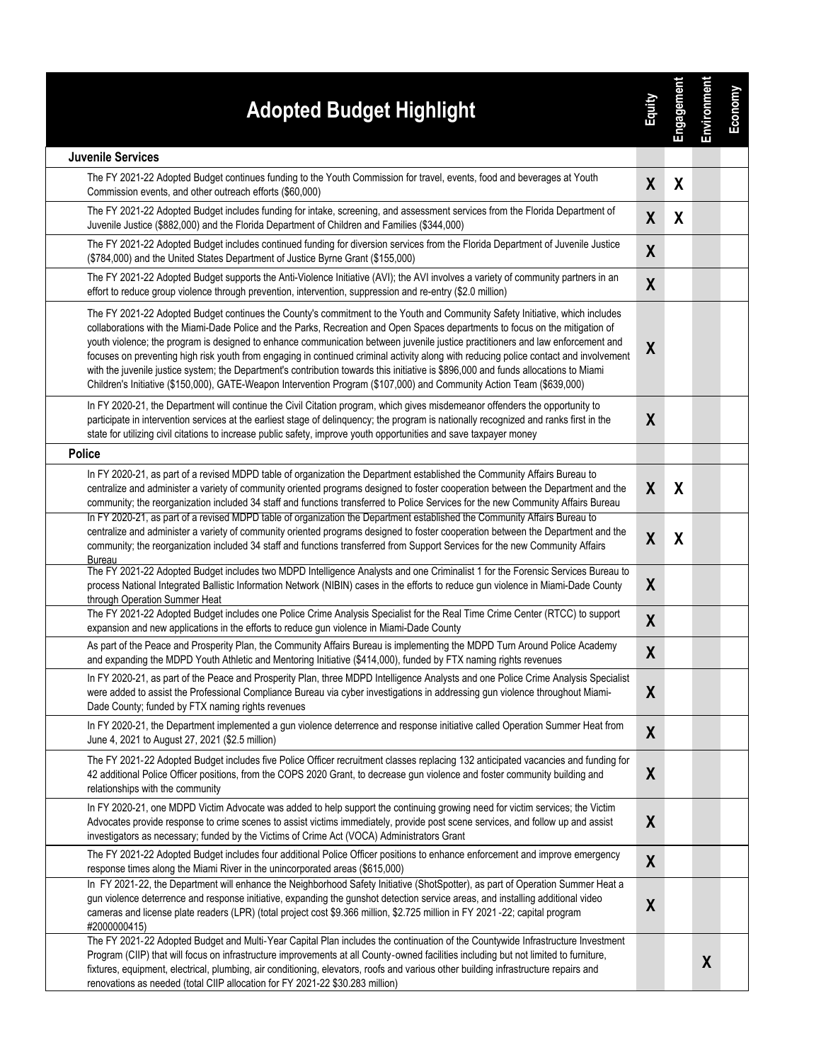| Adopted Budget Highlight | Equity | Engagement | Environment | Economy |
|---|---|---|---|---|
| **Juvenile Services** | | | | |
| The FY 2021-22 Adopted Budget continues funding to the Youth Commission for travel, events, food and beverages at Youth Commission events, and other outreach efforts ($60,000) | X | X | | |
| The FY 2021-22 Adopted Budget includes funding for intake, screening, and assessment services from the Florida Department of Juvenile Justice ($882,000) and the Florida Department of Children and Families ($344,000) | X | X | | |
| The FY 2021-22 Adopted Budget includes continued funding for diversion services from the Florida Department of Juvenile Justice ($784,000) and the United States Department of Justice Byrne Grant ($155,000) | X | | | |
| The FY 2021-22 Adopted Budget supports the Anti-Violence Initiative (AVI); the AVI involves a variety of community partners in an effort to reduce group violence through prevention, intervention, suppression and re-entry ($2.0 million) | X | | | |
| The FY 2021-22 Adopted Budget continues the County's commitment to the Youth and Community Safety Initiative, which includes collaborations with the Miami-Dade Police and the Parks, Recreation and Open Spaces departments to focus on the mitigation of youth violence; the program is designed to enhance communication between juvenile justice practitioners and law enforcement and focuses on preventing high risk youth from engaging in continued criminal activity along with reducing police contact and involvement with the juvenile justice system; the Department's contribution towards this initiative is $896,000 and funds allocations to Miami Children's Initiative ($150,000), GATE-Weapon Intervention Program ($107,000) and Community Action Team ($639,000) | X | | | |
| In FY 2020-21, the Department will continue the Civil Citation program, which gives misdemeanor offenders the opportunity to participate in intervention services at the earliest stage of delinquency; the program is nationally recognized and ranks first in the state for utilizing civil citations to increase public safety, improve youth opportunities and save taxpayer money | X | | | |
| **Police** | | | | |
| In FY 2020-21, as part of a revised MDPD table of organization the Department established the Community Affairs Bureau to centralize and administer a variety of community oriented programs designed to foster cooperation between the Department and the community; the reorganization included 34 staff and functions transferred to Police Services for the new Community Affairs Bureau | X | X | | |
| In FY 2020-21, as part of a revised MDPD table of organization the Department established the Community Affairs Bureau to centralize and administer a variety of community oriented programs designed to foster cooperation between the Department and the community; the reorganization included 34 staff and functions transferred from Support Services for the new Community Affairs Bureau | X | X | | |
| The FY 2021-22 Adopted Budget includes two MDPD Intelligence Analysts and one Criminalist 1 for the Forensic Services Bureau to process National Integrated Ballistic Information Network (NIBIN) cases in the efforts to reduce gun violence in Miami-Dade County through Operation Summer Heat | X | | | |
| The FY 2021-22 Adopted Budget includes one Police Crime Analysis Specialist for the Real Time Crime Center (RTCC) to support expansion and new applications in the efforts to reduce gun violence in Miami-Dade County | X | | | |
| As part of the Peace and Prosperity Plan, the Community Affairs Bureau is implementing the MDPD Turn Around Police Academy and expanding the MDPD Youth Athletic and Mentoring Initiative ($414,000), funded by FTX naming rights revenues | X | | | |
| In FY 2020-21, as part of the Peace and Prosperity Plan, three MDPD Intelligence Analysts and one Police Crime Analysis Specialist were added to assist the Professional Compliance Bureau via cyber investigations in addressing gun violence throughout Miami-Dade County; funded by FTX naming rights revenues | X | | | |
| In FY 2020-21, the Department implemented a gun violence deterrence and response initiative called Operation Summer Heat from June 4, 2021 to August 27, 2021 ($2.5 million) | X | | | |
| The FY 2021-22 Adopted Budget includes five Police Officer recruitment classes replacing 132 anticipated vacancies and funding for 42 additional Police Officer positions, from the COPS 2020 Grant, to decrease gun violence and foster community building and relationships with the community | X | | | |
| In FY 2020-21, one MDPD Victim Advocate was added to help support the continuing growing need for victim services; the Victim Advocates provide response to crime scenes to assist victims immediately, provide post scene services, and follow up and assist investigators as necessary; funded by the Victims of Crime Act (VOCA) Administrators Grant | X | | | |
| The FY 2021-22 Adopted Budget includes four additional Police Officer positions to enhance enforcement and improve emergency response times along the Miami River in the unincorporated areas ($615,000) | X | | | |
| In FY 2021-22, the Department will enhance the Neighborhood Safety Initiative (ShotSpotter), as part of Operation Summer Heat a gun violence deterrence and response initiative, expanding the gunshot detection service areas, and installing additional video cameras and license plate readers (LPR) (total project cost $9.366 million, $2.725 million in FY 2021-22; capital program #2000000415) | X | | | |
| The FY 2021-22 Adopted Budget and Multi-Year Capital Plan includes the continuation of the Countywide Infrastructure Investment Program (CIIP) that will focus on infrastructure improvements at all County-owned facilities including but not limited to furniture, fixtures, equipment, electrical, plumbing, air conditioning, elevators, roofs and various other building infrastructure repairs and renovations as needed (total CIIP allocation for FY 2021-22 $30.283 million) | | | X | |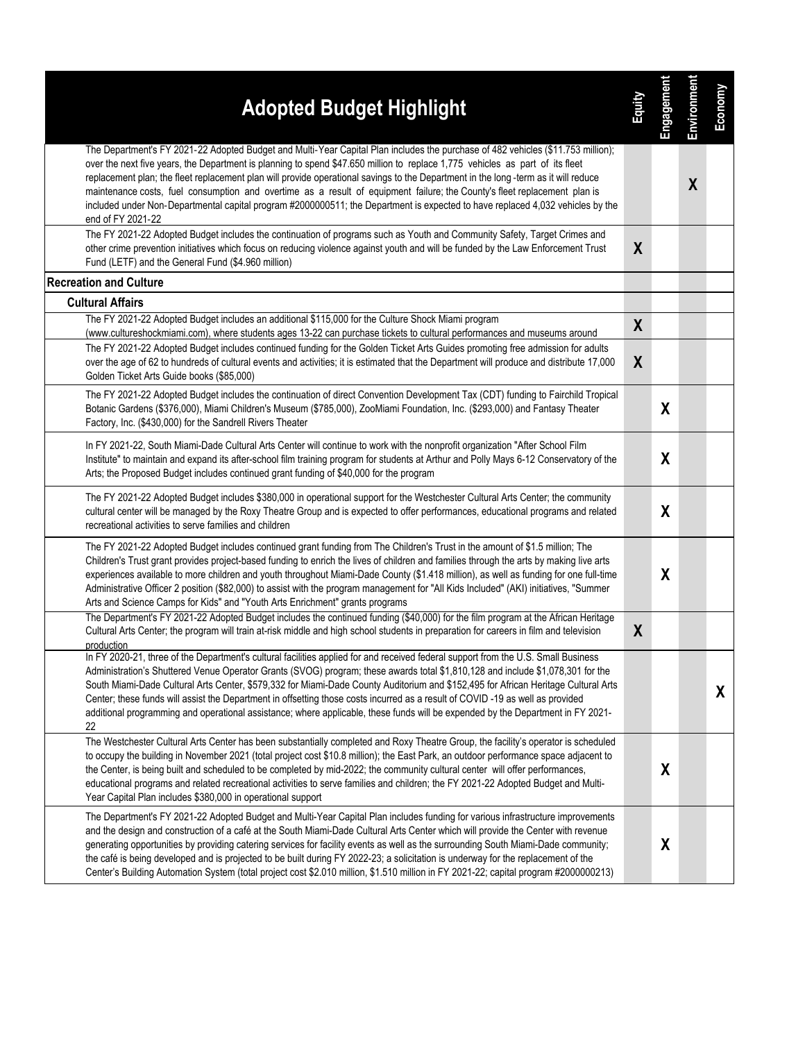| Adopted Budget Highlight | Equity | Engagement | Environment | Economy |
|---|---|---|---|---|
| The Department's FY 2021-22 Adopted Budget and Multi-Year Capital Plan includes the purchase of 482 vehicles ($11.753 million); over the next five years, the Department is planning to spend $47.650 million to replace 1,775 vehicles as part of its fleet replacement plan; the fleet replacement plan will provide operational savings to the Department in the long-term as it will reduce maintenance costs, fuel consumption and overtime as a result of equipment failure; the County's fleet replacement plan is included under Non-Departmental capital program #2000000511; the Department is expected to have replaced 4,032 vehicles by the end of FY 2021-22 | | | X | |
| The FY 2021-22 Adopted Budget includes the continuation of programs such as Youth and Community Safety, Target Crimes and other crime prevention initiatives which focus on reducing violence against youth and will be funded by the Law Enforcement Trust Fund (LETF) and the General Fund ($4.960 million) | X | | | |
| **Recreation and Culture** | | | | |
| **Cultural Affairs** | | | | |
| The FY 2021-22 Adopted Budget includes an additional $115,000 for the Culture Shock Miami program (www.cultureshockmiami.com), where students ages 13-22 can purchase tickets to cultural performances and museums around | X | | | |
| The FY 2021-22 Adopted Budget includes continued funding for the Golden Ticket Arts Guides promoting free admission for adults over the age of 62 to hundreds of cultural events and activities; it is estimated that the Department will produce and distribute 17,000 Golden Ticket Arts Guide books ($85,000) | X | | | |
| The FY 2021-22 Adopted Budget includes the continuation of direct Convention Development Tax (CDT) funding to Fairchild Tropical Botanic Gardens ($376,000), Miami Children's Museum ($785,000), ZooMiami Foundation, Inc. ($293,000) and Fantasy Theater Factory, Inc. ($430,000) for the Sandrell Rivers Theater | | X | | |
| In FY 2021-22, South Miami-Dade Cultural Arts Center will continue to work with the nonprofit organization "After School Film Institute" to maintain and expand its after-school film training program for students at Arthur and Polly Mays 6-12 Conservatory of the Arts; the Proposed Budget includes continued grant funding of $40,000 for the program | | X | | |
| The FY 2021-22 Adopted Budget includes $380,000 in operational support for the Westchester Cultural Arts Center; the community cultural center will be managed by the Roxy Theatre Group and is expected to offer performances, educational programs and related recreational activities to serve families and children | | X | | |
| The FY 2021-22 Adopted Budget includes continued grant funding from The Children's Trust in the amount of $1.5 million; The Children's Trust grant provides project-based funding to enrich the lives of children and families through the arts by making live arts experiences available to more children and youth throughout Miami-Dade County ($1.418 million), as well as funding for one full-time Administrative Officer 2 position ($82,000) to assist with the program management for "All Kids Included" (AKI) initiatives, "Summer Arts and Science Camps for Kids" and "Youth Arts Enrichment" grants programs | | X | | |
| The Department's FY 2021-22 Adopted Budget includes the continued funding ($40,000) for the film program at the African Heritage Cultural Arts Center; the program will train at-risk middle and high school students in preparation for careers in film and television production | X | | | |
| In FY 2020-21, three of the Department's cultural facilities applied for and received federal support from the U.S. Small Business Administration's Shuttered Venue Operator Grants (SVOG) program; these awards total $1,810,128 and include $1,078,301 for the South Miami-Dade Cultural Arts Center, $579,332 for Miami-Dade County Auditorium and $152,495 for African Heritage Cultural Arts Center; these funds will assist the Department in offsetting those costs incurred as a result of COVID -19 as well as provided additional programming and operational assistance; where applicable, these funds will be expended by the Department in FY 2021-22 | | | | X |
| The Westchester Cultural Arts Center has been substantially completed and Roxy Theatre Group, the facility's operator is scheduled to occupy the building in November 2021 (total project cost $10.8 million); the East Park, an outdoor performance space adjacent to the Center, is being built and scheduled to be completed by mid-2022; the community cultural center will offer performances, educational programs and related recreational activities to serve families and children; the FY 2021-22 Adopted Budget and Multi-Year Capital Plan includes $380,000 in operational support | | X | | |
| The Department's FY 2021-22 Adopted Budget and Multi-Year Capital Plan includes funding for various infrastructure improvements and the design and construction of a café at the South Miami-Dade Cultural Arts Center which will provide the Center with revenue generating opportunities by providing catering services for facility events as well as the surrounding South Miami-Dade community; the café is being developed and is projected to be built during FY 2022-23; a solicitation is underway for the replacement of the Center's Building Automation System (total project cost $2.010 million, $1.510 million in FY 2021-22; capital program #2000000213) | | X | | |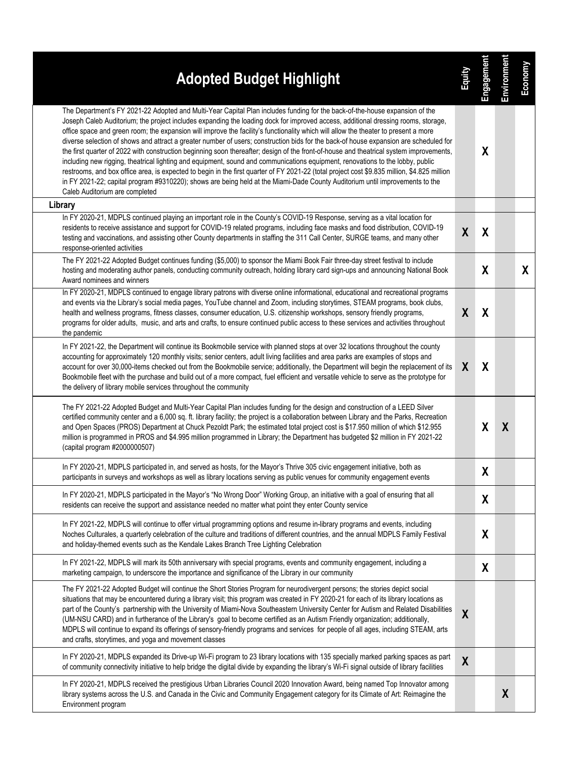| Adopted Budget Highlight | Equity | Engagement | Environment | Economy |
|---|---|---|---|---|
| The Department's FY 2021-22 Adopted and Multi-Year Capital Plan includes funding for the back-of-the-house expansion of the Joseph Caleb Auditorium; the project includes expanding the loading dock for improved access, additional dressing rooms, storage, office space and green room; the expansion will improve the facility's functionality which will allow the theater to present a more diverse selection of shows and attract a greater number of users; construction bids for the back-of house expansion are scheduled for the first quarter of 2022 with construction beginning soon thereafter; design of the front-of-house and theatrical system improvements, including new rigging, theatrical lighting and equipment, sound and communications equipment, renovations to the lobby, public restrooms, and box office area, is expected to begin in the first quarter of FY 2021-22 (total project cost $9.835 million, $4.825 million in FY 2021-22; capital program #9310220); shows are being held at the Miami-Dade County Auditorium until improvements to the Caleb Auditorium are completed | | X | | |
| **Library** | | | | |
| In FY 2020-21, MDPLS continued playing an important role in the County's COVID-19 Response, serving as a vital location for residents to receive assistance and support for COVID-19 related programs, including face masks and food distribution, COVID-19 testing and vaccinations, and assisting other County departments in staffing the 311 Call Center, SURGE teams, and many other response-oriented activities | X | X | | |
| The FY 2021-22 Adopted Budget continues funding ($5,000) to sponsor the Miami Book Fair three-day street festival to include hosting and moderating author panels, conducting community outreach, holding library card sign-ups and announcing National Book Award nominees and winners | | X | | X |
| In FY 2020-21, MDPLS continued to engage library patrons with diverse online informational, educational and recreational programs and events via the Library's social media pages, YouTube channel and Zoom, including storytimes, STEAM programs, book clubs, health and wellness programs, fitness classes, consumer education, U.S. citizenship workshops, sensory friendly programs, programs for older adults, music, and arts and crafts, to ensure continued public access to these services and activities throughout the pandemic | X | X | | |
| In FY 2021-22, the Department will continue its Bookmobile service with planned stops at over 32 locations throughout the county accounting for approximately 120 monthly visits; senior centers, adult living facilities and area parks are examples of stops and account for over 30,000-items checked out from the Bookmobile service; additionally, the Department will begin the replacement of its Bookmobile fleet with the purchase and build out of a more compact, fuel efficient and versatile vehicle to serve as the prototype for the delivery of library mobile services throughout the community | X | X | | |
| The FY 2021-22 Adopted Budget and Multi-Year Capital Plan includes funding for the design and construction of a LEED Silver certified community center and a 6,000 sq. ft. library facility; the project is a collaboration between Library and the Parks, Recreation and Open Spaces (PROS) Department at Chuck Pezoldt Park; the estimated total project cost is $17.950 million of which $12.955 million is programmed in PROS and $4.995 million programmed in Library; the Department has budgeted $2 million in FY 2021-22 (capital program #2000000507) | | X | X | |
| In FY 2020-21, MDPLS participated in, and served as hosts, for the Mayor's Thrive 305 civic engagement initiative, both as participants in surveys and workshops as well as library locations serving as public venues for community engagement events | | X | | |
| In FY 2020-21, MDPLS participated in the Mayor's "No Wrong Door" Working Group, an initiative with a goal of ensuring that all residents can receive the support and assistance needed no matter what point they enter County service | | X | | |
| In FY 2021-22, MDPLS will continue to offer virtual programming options and resume in-library programs and events, including Noches Culturales, a quarterly celebration of the culture and traditions of different countries, and the annual MDPLS Family Festival and holiday-themed events such as the Kendale Lakes Branch Tree Lighting Celebration | | X | | |
| In FY 2021-22, MDPLS will mark its 50th anniversary with special programs, events and community engagement, including a marketing campaign, to underscore the importance and significance of the Library in our community | | X | | |
| The FY 2021-22 Adopted Budget will continue the Short Stories Program for neurodivergent persons; the stories depict social situations that may be encountered during a library visit; this program was created in FY 2020-21 for each of its library locations as part of the County's partnership with the University of Miami-Nova Southeastern University Center for Autism and Related Disabilities (UM-NSU CARD) and in furtherance of the Library's goal to become certified as an Autism Friendly organization; additionally, MDPLS will continue to expand its offerings of sensory-friendly programs and services for people of all ages, including STEAM, arts and crafts, storytimes, and yoga and movement classes | X | | | |
| In FY 2020-21, MDPLS expanded its Drive-up Wi-Fi program to 23 library locations with 135 specially marked parking spaces as part of community connectivity initiative to help bridge the digital divide by expanding the library's Wi-Fi signal outside of library facilities | X | | | |
| In FY 2020-21, MDPLS received the prestigious Urban Libraries Council 2020 Innovation Award, being named Top Innovator among library systems across the U.S. and Canada in the Civic and Community Engagement category for its Climate of Art: Reimagine the Environment program | | | X | |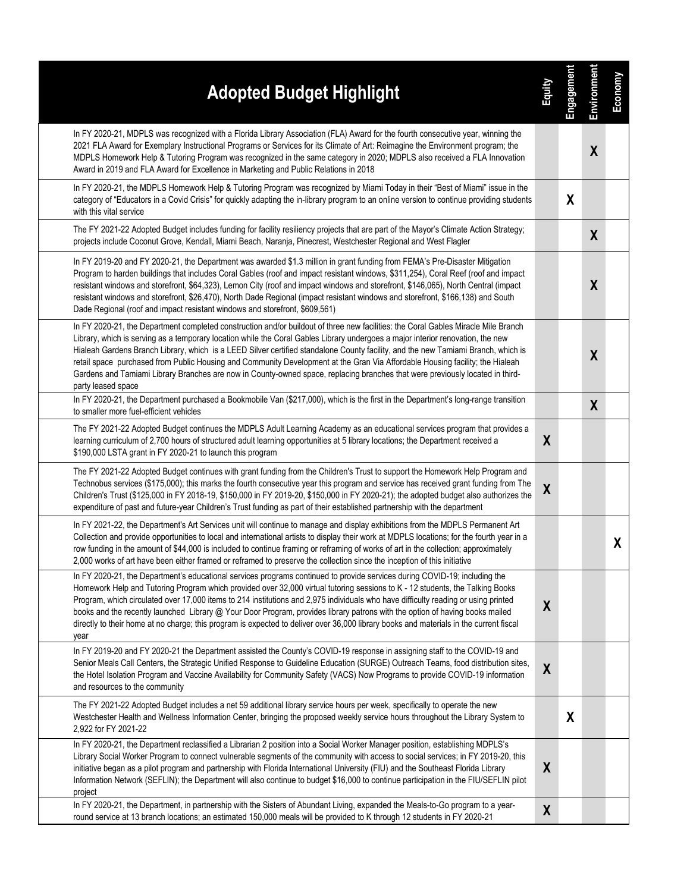| Adopted Budget Highlight | Equity | Engagement | Environment | Economy |
| --- | --- | --- | --- | --- |
| In FY 2020-21, MDPLS was recognized with a Florida Library Association (FLA) Award for the fourth consecutive year, winning the 2021 FLA Award for Exemplary Instructional Programs or Services for its Climate of Art: Reimagine the Environment program; the MDPLS Homework Help & Tutoring Program was recognized in the same category in 2020; MDPLS also received a FLA Innovation Award in 2019 and FLA Award for Excellence in Marketing and Public Relations in 2018 | | | X | |
| In FY 2020-21, the MDPLS Homework Help & Tutoring Program was recognized by Miami Today in their "Best of Miami" issue in the category of "Educators in a Covid Crisis" for quickly adapting the in-library program to an online version to continue providing students with this vital service | | X | | |
| The FY 2021-22 Adopted Budget includes funding for facility resiliency projects that are part of the Mayor's Climate Action Strategy; projects include Coconut Grove, Kendall, Miami Beach, Naranja, Pinecrest, Westchester Regional and West Flagler | | | X | |
| In FY 2019-20 and FY 2020-21, the Department was awarded $1.3 million in grant funding from FEMA's Pre-Disaster Mitigation Program to harden buildings that includes Coral Gables (roof and impact resistant windows, $311,254), Coral Reef (roof and impact resistant windows and storefront, $64,323), Lemon City (roof and impact windows and storefront, $146,065), North Central (impact resistant windows and storefront, $26,470), North Dade Regional (impact resistant windows and storefront, $166,138) and South Dade Regional (roof and impact resistant windows and storefront, $609,561) | | | X | |
| In FY 2020-21, the Department completed construction and/or buildout of three new facilities: the Coral Gables Miracle Mile Branch Library, which is serving as a temporary location while the Coral Gables Library undergoes a major interior renovation, the new Hialeah Gardens Branch Library, which is a LEED Silver certified standalone County facility, and the new Tamiami Branch, which is retail space purchased from Public Housing and Community Development at the Gran Via Affordable Housing facility; the Hialeah Gardens and Tamiami Library Branches are now in County-owned space, replacing branches that were previously located in third-party leased space | | | X | |
| In FY 2020-21, the Department purchased a Bookmobile Van ($217,000), which is the first in the Department's long-range transition to smaller more fuel-efficient vehicles | | | X | |
| The FY 2021-22 Adopted Budget continues the MDPLS Adult Learning Academy as an educational services program that provides a learning curriculum of 2,700 hours of structured adult learning opportunities at 5 library locations; the Department received a $190,000 LSTA grant in FY 2020-21 to launch this program | X | | | |
| The FY 2021-22 Adopted Budget continues with grant funding from the Children's Trust to support the Homework Help Program and Technobus services ($175,000); this marks the fourth consecutive year this program and service has received grant funding from The Children's Trust ($125,000 in FY 2018-19, $150,000 in FY 2019-20, $150,000 in FY 2020-21); the adopted budget also authorizes the expenditure of past and future-year Children's Trust funding as part of their established partnership with the department | X | | | |
| In FY 2021-22, the Department's Art Services unit will continue to manage and display exhibitions from the MDPLS Permanent Art Collection and provide opportunities to local and international artists to display their work at MDPLS locations; for the fourth year in a row funding in the amount of $44,000 is included to continue framing or reframing of works of art in the collection; approximately 2,000 works of art have been either framed or reframed to preserve the collection since the inception of this initiative | | | | X |
| In FY 2020-21, the Department's educational services programs continued to provide services during COVID-19; including the Homework Help and Tutoring Program which provided over 32,000 virtual tutoring sessions to K - 12 students, the Talking Books Program, which circulated over 17,000 items to 214 institutions and 2,975 individuals who have difficulty reading or using printed books and the recently launched Library @ Your Door Program, provides library patrons with the option of having books mailed directly to their home at no charge; this program is expected to deliver over 36,000 library books and materials in the current fiscal year | X | | | |
| In FY 2019-20 and FY 2020-21 the Department assisted the County's COVID-19 response in assigning staff to the COVID-19 and Senior Meals Call Centers, the Strategic Unified Response to Guideline Education (SURGE) Outreach Teams, food distribution sites, the Hotel Isolation Program and Vaccine Availability for Community Safety (VACS) Now Programs to provide COVID-19 information and resources to the community | X | | | |
| The FY 2021-22 Adopted Budget includes a net 59 additional library service hours per week, specifically to operate the new Westchester Health and Wellness Information Center, bringing the proposed weekly service hours throughout the Library System to 2,922 for FY 2021-22 | | X | | |
| In FY 2020-21, the Department reclassified a Librarian 2 position into a Social Worker Manager position, establishing MDPLS's Library Social Worker Program to connect vulnerable segments of the community with access to social services; in FY 2019-20, this initiative began as a pilot program and partnership with Florida International University (FIU) and the Southeast Florida Library Information Network (SEFLIN); the Department will also continue to budget $16,000 to continue participation in the FIU/SEFLIN pilot project | X | | | |
| In FY 2020-21, the Department, in partnership with the Sisters of Abundant Living, expanded the Meals-to-Go program to a year-round service at 13 branch locations; an estimated 150,000 meals will be provided to K through 12 students in FY 2020-21 | X | | | |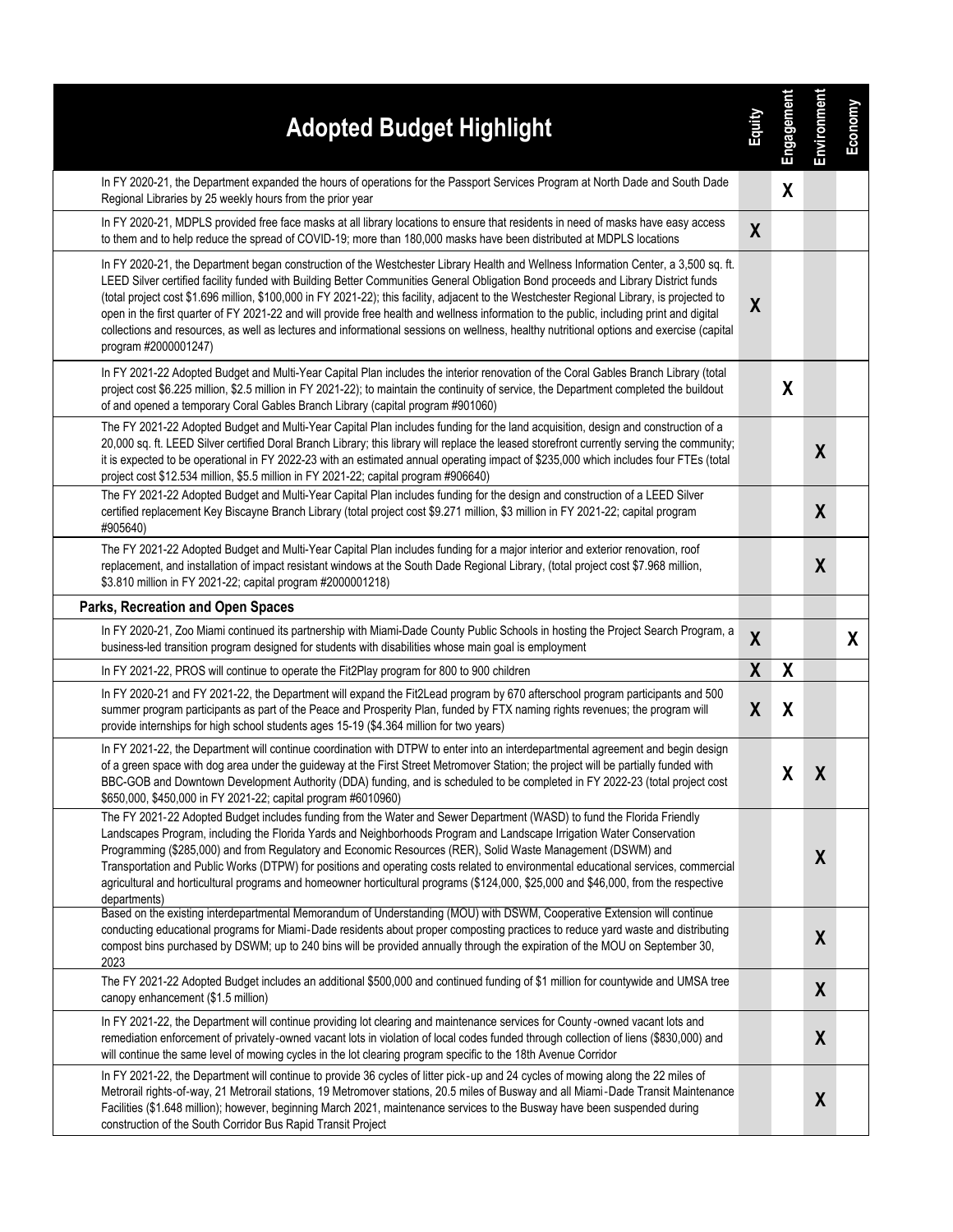| Adopted Budget Highlight | Equity | Engagement | Environment | Economy |
|---|---|---|---|---|
| In FY 2020-21, the Department expanded the hours of operations for the Passport Services Program at North Dade and South Dade Regional Libraries by 25 weekly hours from the prior year | | X | | |
| In FY 2020-21, MDPLS provided free face masks at all library locations to ensure that residents in need of masks have easy access to them and to help reduce the spread of COVID-19; more than 180,000 masks have been distributed at MDPLS locations | X | | | |
| In FY 2020-21, the Department began construction of the Westchester Library Health and Wellness Information Center, a 3,500 sq. ft. LEED Silver certified facility funded with Building Better Communities General Obligation Bond proceeds and Library District funds (total project cost $1.696 million, $100,000 in FY 2021-22); this facility, adjacent to the Westchester Regional Library, is projected to open in the first quarter of FY 2021-22 and will provide free health and wellness information to the public, including print and digital collections and resources, as well as lectures and informational sessions on wellness, healthy nutritional options and exercise (capital program #2000001247) | X | | | |
| In FY 2021-22 Adopted Budget and Multi-Year Capital Plan includes the interior renovation of the Coral Gables Branch Library (total project cost $6.225 million, $2.5 million in FY 2021-22); to maintain the continuity of service, the Department completed the buildout of and opened a temporary Coral Gables Branch Library (capital program #901060) | | X | | |
| The FY 2021-22 Adopted Budget and Multi-Year Capital Plan includes funding for the land acquisition, design and construction of a 20,000 sq. ft. LEED Silver certified Doral Branch Library; this library will replace the leased storefront currently serving the community; it is expected to be operational in FY 2022-23 with an estimated annual operating impact of $235,000 which includes four FTEs (total project cost $12.534 million, $5.5 million in FY 2021-22; capital program #906640) | | | X | |
| The FY 2021-22 Adopted Budget and Multi-Year Capital Plan includes funding for the design and construction of a LEED Silver certified replacement Key Biscayne Branch Library (total project cost $9.271 million, $3 million in FY 2021-22; capital program #905640) | | | X | |
| The FY 2021-22 Adopted Budget and Multi-Year Capital Plan includes funding for a major interior and exterior renovation, roof replacement, and installation of impact resistant windows at the South Dade Regional Library, (total project cost $7.968 million, $3.810 million in FY 2021-22; capital program #2000001218) | | | X | |
| **Parks, Recreation and Open Spaces** | | | | |
| In FY 2020-21, Zoo Miami continued its partnership with Miami-Dade County Public Schools in hosting the Project Search Program, a business-led transition program designed for students with disabilities whose main goal is employment | X | | | X |
| In FY 2021-22, PROS will continue to operate the Fit2Play program for 800 to 900 children | X | X | | |
| In FY 2020-21 and FY 2021-22, the Department will expand the Fit2Lead program by 670 afterschool program participants and 500 summer program participants as part of the Peace and Prosperity Plan, funded by FTX naming rights revenues; the program will provide internships for high school students ages 15-19 ($4.364 million for two years) | X | X | | |
| In FY 2021-22, the Department will continue coordination with DTPW to enter into an interdepartmental agreement and begin design of a green space with dog area under the guideway at the First Street Metromover Station; the project will be partially funded with BBC-GOB and Downtown Development Authority (DDA) funding, and is scheduled to be completed in FY 2022-23 (total project cost $650,000, $450,000 in FY 2021-22; capital program #6010960) | | X | X | |
| The FY 2021-22 Adopted Budget includes funding from the Water and Sewer Department (WASD) to fund the Florida Friendly Landscapes Program, including the Florida Yards and Neighborhoods Program and Landscape Irrigation Water Conservation Programming ($285,000) and from Regulatory and Economic Resources (RER), Solid Waste Management (DSWM) and Transportation and Public Works (DTPW) for positions and operating costs related to environmental educational services, commercial agricultural and horticultural programs and homeowner horticultural programs ($124,000, $25,000 and $46,000, from the respective departments) | | | X | |
| Based on the existing interdepartmental Memorandum of Understanding (MOU) with DSWM, Cooperative Extension will continue conducting educational programs for Miami-Dade residents about proper composting practices to reduce yard waste and distributing compost bins purchased by DSWM; up to 240 bins will be provided annually through the expiration of the MOU on September 30, 2023 | | | X | |
| The FY 2021-22 Adopted Budget includes an additional $500,000 and continued funding of $1 million for countywide and UMSA tree canopy enhancement ($1.5 million) | | | X | |
| In FY 2021-22, the Department will continue providing lot clearing and maintenance services for County-owned vacant lots and remediation enforcement of privately-owned vacant lots in violation of local codes funded through collection of liens ($830,000) and will continue the same level of mowing cycles in the lot clearing program specific to the 18th Avenue Corridor | | | X | |
| In FY 2021-22, the Department will continue to provide 36 cycles of litter pick-up and 24 cycles of mowing along the 22 miles of Metrorail rights-of-way, 21 Metrorail stations, 19 Metromover stations, 20.5 miles of Busway and all Miami-Dade Transit Maintenance Facilities ($1.648 million); however, beginning March 2021, maintenance services to the Busway have been suspended during construction of the South Corridor Bus Rapid Transit Project | | | X | |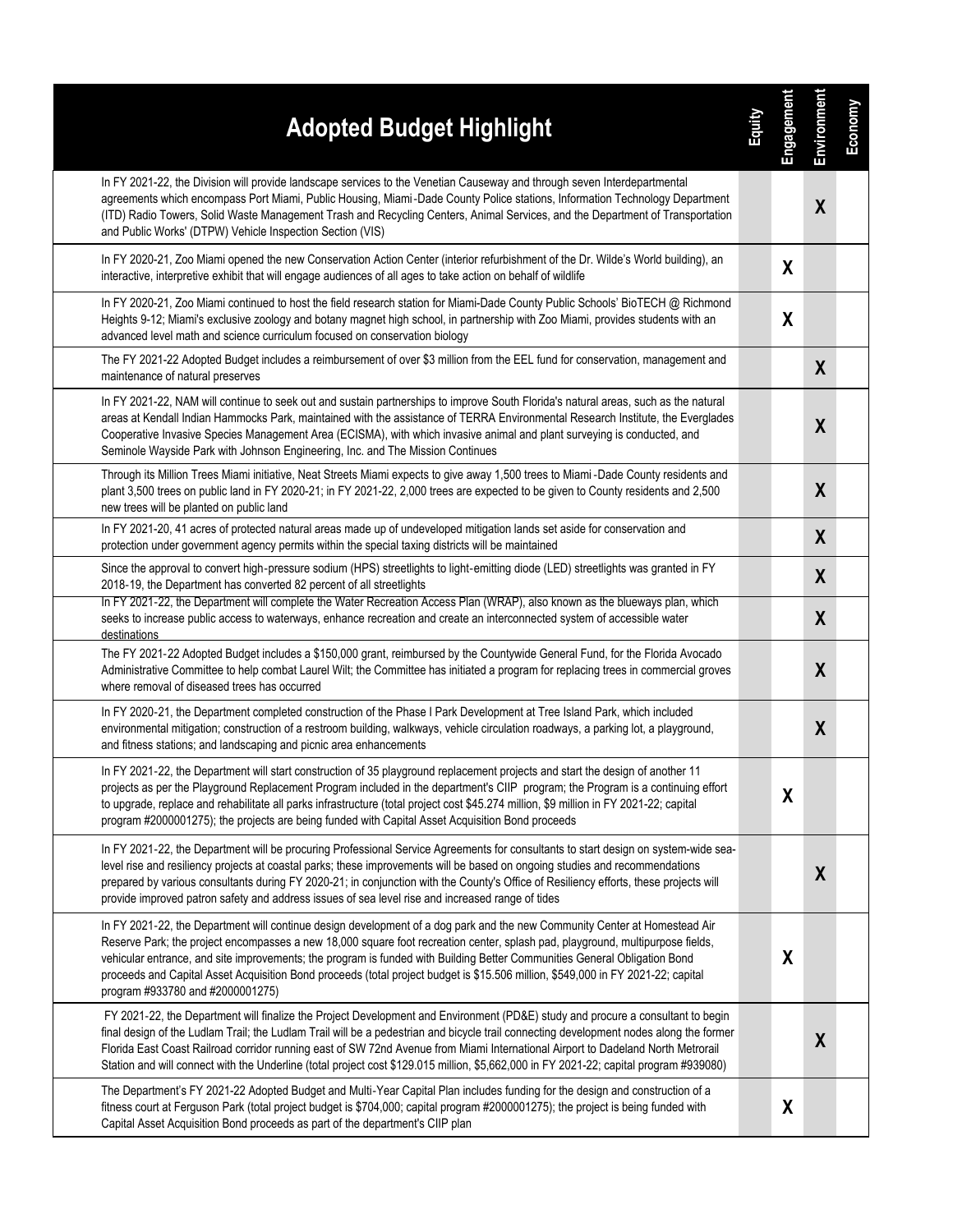| Adopted Budget Highlight | Equity | Engagement | Environment | Economy |
|---|---|---|---|---|
| In FY 2021-22, the Division will provide landscape services to the Venetian Causeway and through seven Interdepartmental agreements which encompass Port Miami, Public Housing, Miami-Dade County Police stations, Information Technology Department (ITD) Radio Towers, Solid Waste Management Trash and Recycling Centers, Animal Services, and the Department of Transportation and Public Works' (DTPW) Vehicle Inspection Section (VIS) | | | X | |
| In FY 2020-21, Zoo Miami opened the new Conservation Action Center (interior refurbishment of the Dr. Wilde's World building), an interactive, interpretive exhibit that will engage audiences of all ages to take action on behalf of wildlife | | X | | |
| In FY 2020-21, Zoo Miami continued to host the field research station for Miami-Dade County Public Schools' BioTECH @ Richmond Heights 9-12; Miami's exclusive zoology and botany magnet high school, in partnership with Zoo Miami, provides students with an advanced level math and science curriculum focused on conservation biology | | X | | |
| The FY 2021-22 Adopted Budget includes a reimbursement of over $3 million from the EEL fund for conservation, management and maintenance of natural preserves | | | X | |
| In FY 2021-22, NAM will continue to seek out and sustain partnerships to improve South Florida's natural areas, such as the natural areas at Kendall Indian Hammocks Park, maintained with the assistance of TERRA Environmental Research Institute, the Everglades Cooperative Invasive Species Management Area (ECISMA), with which invasive animal and plant surveying is conducted, and Seminole Wayside Park with Johnson Engineering, Inc. and The Mission Continues | | | X | |
| Through its Million Trees Miami initiative, Neat Streets Miami expects to give away 1,500 trees to Miami-Dade County residents and plant 3,500 trees on public land in FY 2020-21; in FY 2021-22, 2,000 trees are expected to be given to County residents and 2,500 new trees will be planted on public land | | | X | |
| In FY 2021-20, 41 acres of protected natural areas made up of undeveloped mitigation lands set aside for conservation and protection under government agency permits within the special taxing districts will be maintained | | | X | |
| Since the approval to convert high-pressure sodium (HPS) streetlights to light-emitting diode (LED) streetlights was granted in FY 2018-19, the Department has converted 82 percent of all streetlights | | | X | |
| In FY 2021-22, the Department will complete the Water Recreation Access Plan (WRAP), also known as the blueways plan, which seeks to increase public access to waterways, enhance recreation and create an interconnected system of accessible water destinations | | | X | |
| The FY 2021-22 Adopted Budget includes a $150,000 grant, reimbursed by the Countywide General Fund, for the Florida Avocado Administrative Committee to help combat Laurel Wilt; the Committee has initiated a program for replacing trees in commercial groves where removal of diseased trees has occurred | | | X | |
| In FY 2020-21, the Department completed construction of the Phase I Park Development at Tree Island Park, which included environmental mitigation; construction of a restroom building, walkways, vehicle circulation roadways, a parking lot, a playground, and fitness stations; and landscaping and picnic area enhancements | | | X | |
| In FY 2021-22, the Department will start construction of 35 playground replacement projects and start the design of another 11 projects as per the Playground Replacement Program included in the department's CIIP program; the Program is a continuing effort to upgrade, replace and rehabilitate all parks infrastructure (total project cost $45.274 million, $9 million in FY 2021-22; capital program #2000001275); the projects are being funded with Capital Asset Acquisition Bond proceeds | | X | | |
| In FY 2021-22, the Department will be procuring Professional Service Agreements for consultants to start design on system-wide sea-level rise and resiliency projects at coastal parks; these improvements will be based on ongoing studies and recommendations prepared by various consultants during FY 2020-21; in conjunction with the County's Office of Resiliency efforts, these projects will provide improved patron safety and address issues of sea level rise and increased range of tides | | | X | |
| In FY 2021-22, the Department will continue design development of a dog park and the new Community Center at Homestead Air Reserve Park; the project encompasses a new 18,000 square foot recreation center, splash pad, playground, multipurpose fields, vehicular entrance, and site improvements; the program is funded with Building Better Communities General Obligation Bond proceeds and Capital Asset Acquisition Bond proceeds (total project budget is $15.506 million, $549,000 in FY 2021-22; capital program #933780 and #2000001275) | | X | | |
| FY 2021-22, the Department will finalize the Project Development and Environment (PD&E) study and procure a consultant to begin final design of the Ludlam Trail; the Ludlam Trail will be a pedestrian and bicycle trail connecting development nodes along the former Florida East Coast Railroad corridor running east of SW 72nd Avenue from Miami International Airport to Dadeland North Metrorail Station and will connect with the Underline (total project cost $129.015 million, $5,662,000 in FY 2021-22; capital program #939080) | | | X | |
| The Department's FY 2021-22 Adopted Budget and Multi-Year Capital Plan includes funding for the design and construction of a fitness court at Ferguson Park (total project budget is $704,000; capital program #2000001275); the project is being funded with Capital Asset Acquisition Bond proceeds as part of the department's CIIP plan | | X | | |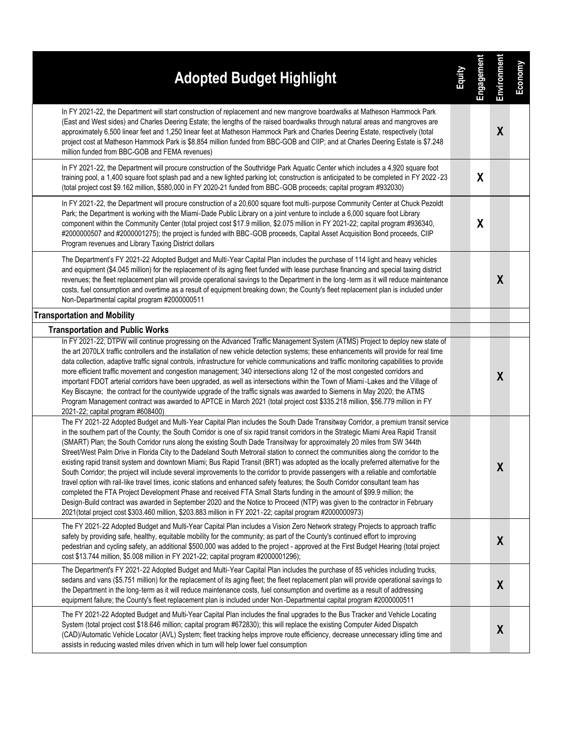| Adopted Budget Highlight | Equity | Engagement | Environment | Economy |
|---|---|---|---|---|
| In FY 2021-22, the Department will start construction of replacement and new mangrove boardwalks at Matheson Hammock Park (East and West sides) and Charles Deering Estate; the lengths of the raised boardwalks through natural areas and mangroves are approximately 6,500 linear feet and 1,250 linear feet at Matheson Hammock Park and Charles Deering Estate, respectively (total project cost at Matheson Hammock Park is $8.854 million funded from BBC-GOB and CIIP; and at Charles Deering Estate is $7.248 million funded from BBC-GOB and FEMA revenues) | | | X | |
| In FY 2021-22, the Department will procure construction of the Southridge Park Aquatic Center which includes a 4,920 square foot training pool, a 1,400 square foot splash pad and a new lighted parking lot; construction is anticipated to be completed in FY 2022-23 (total project cost $9.162 million, $580,000 in FY 2020-21 funded from BBC-GOB proceeds; capital program #932030) | | X | | |
| In FY 2021-22, the Department will procure construction of a 20,600 square foot multi-purpose Community Center at Chuck Pezoldt Park; the Department is working with the Miami-Dade Public Library on a joint venture to include a 6,000 square foot Library component within the Community Center (total project cost $17.9 million, $2.075 million in FY 2021-22; capital program #936340, #2000000507 and #2000001275); the project is funded with BBC-GOB proceeds, Capital Asset Acquisition Bond proceeds, CIIP Program revenues and Library Taxing District dollars | | X | | |
| The Department's FY 2021-22 Adopted Budget and Multi-Year Capital Plan includes the purchase of 114 light and heavy vehicles and equipment ($4.045 million) for the replacement of its aging fleet funded with lease purchase financing and special taxing district revenues; the fleet replacement plan will provide operational savings to the Department in the long-term as it will reduce maintenance costs, fuel consumption and overtime as a result of equipment breaking down; the County's fleet replacement plan is included under Non-Departmental capital program #2000000511 | | | X | |
| **Transportation and Mobility** | | | | |
| **Transportation and Public Works** | | | | |
| In FY 2021-22, DTPW will continue progressing on the Advanced Traffic Management System (ATMS) Project to deploy new state of the art 2070LX traffic controllers and the installation of new vehicle detection systems; these enhancements will provide for real time data collection, adaptive traffic signal controls, infrastructure for vehicle communications and traffic monitoring capabilities to provide more efficient traffic movement and congestion management; 340 intersections along 12 of the most congested corridors and important FDOT arterial corridors have been upgraded, as well as intersections within the Town of Miami-Lakes and the Village of Key Biscayne; the contract for the countywide upgrade of the traffic signals was awarded to Siemens in May 2020; the ATMS Program Management contract was awarded to APTCE in March 2021 (total project cost $335.218 million, $56.779 million in FY 2021-22; capital program #608400) | | | X | |
| The FY 2021-22 Adopted Budget and Multi-Year Capital Plan includes the South Dade Transitway Corridor, a premium transit service in the southern part of the County; the South Corridor is one of six rapid transit corridors in the Strategic Miami Area Rapid Transit (SMART) Plan; the South Corridor runs along the existing South Dade Transitway for approximately 20 miles from SW 344th Street/West Palm Drive in Florida City to the Dadeland South Metrorail station to connect the communities along the corridor to the existing rapid transit system and downtown Miami; Bus Rapid Transit (BRT) was adopted as the locally preferred alternative for the South Corridor; the project will include several improvements to the corridor to provide passengers with a reliable and comfortable travel option with rail-like travel times, iconic stations and enhanced safety features; the South Corridor consultant team has completed the FTA Project Development Phase and received FTA Small Starts funding in the amount of $99.9 million; the Design-Build contract was awarded in September 2020 and the Notice to Proceed (NTP) was given to the contractor in February 2021(total project cost $303.460 million, $203.883 million in FY 2021-22; capital program #2000000973) | | | X | |
| The FY 2021-22 Adopted Budget and Multi-Year Capital Plan includes a Vision Zero Network strategy Projects to approach traffic safety by providing safe, healthy, equitable mobility for the community; as part of the County's continued effort to improving pedestrian and cycling safety, an additional $500,000 was added to the project - approved at the First Budget Hearing (total project cost $13.744 million, $5.008 million in FY 2021-22; capital program #2000001296); | | | X | |
| The Department's FY 2021-22 Adopted Budget and Multi-Year Capital Plan includes the purchase of 85 vehicles including trucks, sedans and vans ($5.751 million) for the replacement of its aging fleet; the fleet replacement plan will provide operational savings to the Department in the long-term as it will reduce maintenance costs, fuel consumption and overtime as a result of addressing equipment failure; the County's fleet replacement plan is included under Non-Departmental capital program #2000000511 | | | X | |
| The FY 2021-22 Adopted Budget and Multi-Year Capital Plan includes the final upgrades to the Bus Tracker and Vehicle Locating System (total project cost $18.646 million; capital program #672830); this will replace the existing Computer Aided Dispatch (CAD)/Automatic Vehicle Locator (AVL) System; fleet tracking helps improve route efficiency, decrease unnecessary idling time and assists in reducing wasted miles driven which in turn will help lower fuel consumption | | | X | |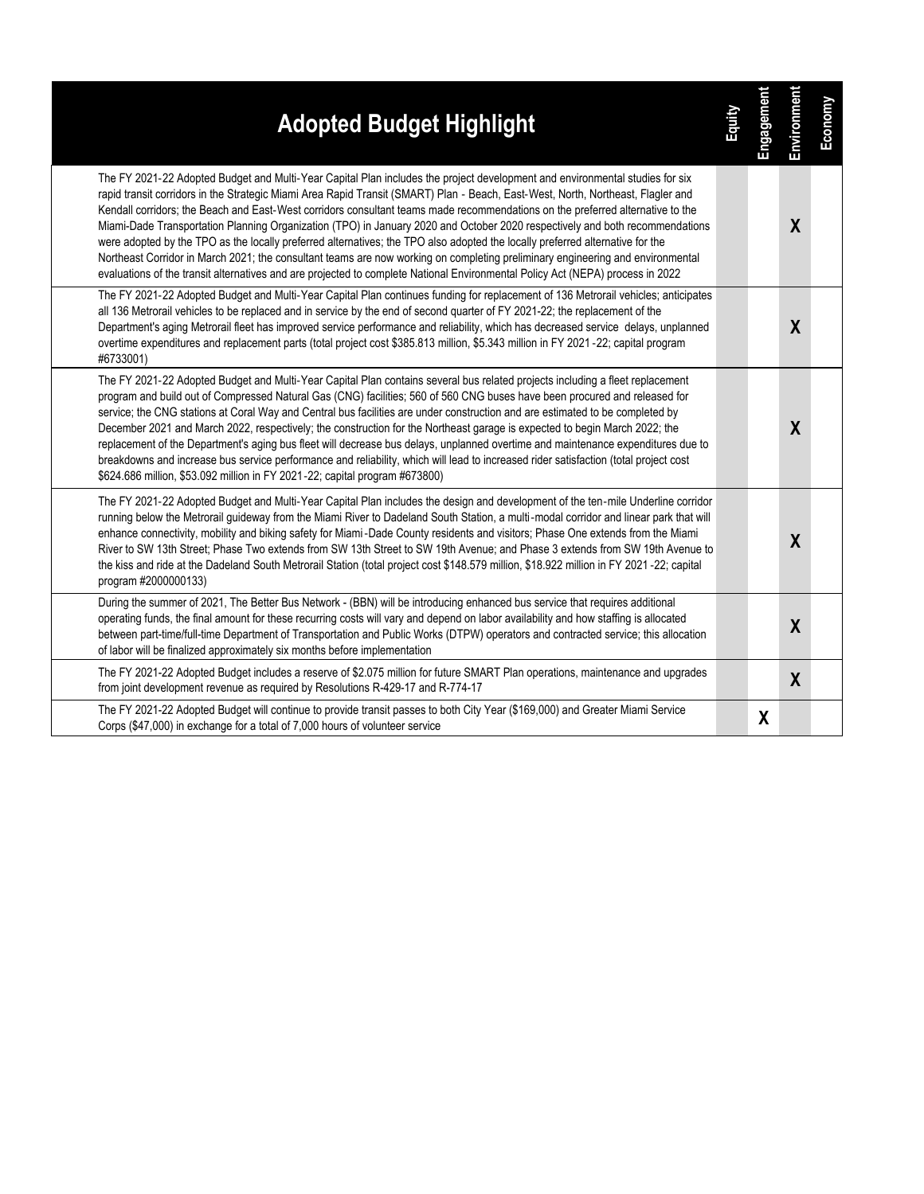| Adopted Budget Highlight | Equity | Engagement | Environment | Economy |
|---|---|---|---|---|
| The FY 2021-22 Adopted Budget and Multi-Year Capital Plan includes the project development and environmental studies for six rapid transit corridors in the Strategic Miami Area Rapid Transit (SMART) Plan - Beach, East-West, North, Northeast, Flagler and Kendall corridors; the Beach and East-West corridors consultant teams made recommendations on the preferred alternative to the Miami-Dade Transportation Planning Organization (TPO) in January 2020 and October 2020 respectively and both recommendations were adopted by the TPO as the locally preferred alternatives; the TPO also adopted the locally preferred alternative for the Northeast Corridor in March 2021; the consultant teams are now working on completing preliminary engineering and environmental evaluations of the transit alternatives and are projected to complete National Environmental Policy Act (NEPA) process in 2022 | | | X | |
| The FY 2021-22 Adopted Budget and Multi-Year Capital Plan continues funding for replacement of 136 Metrorail vehicles; anticipates all 136 Metrorail vehicles to be replaced and in service by the end of second quarter of FY 2021-22; the replacement of the Department's aging Metrorail fleet has improved service performance and reliability, which has decreased service delays, unplanned overtime expenditures and replacement parts (total project cost $385.813 million, $5.343 million in FY 2021-22; capital program #6733001) | | | X | |
| The FY 2021-22 Adopted Budget and Multi-Year Capital Plan contains several bus related projects including a fleet replacement program and build out of Compressed Natural Gas (CNG) facilities; 560 of 560 CNG buses have been procured and released for service; the CNG stations at Coral Way and Central bus facilities are under construction and are estimated to be completed by December 2021 and March 2022, respectively; the construction for the Northeast garage is expected to begin March 2022; the replacement of the Department's aging bus fleet will decrease bus delays, unplanned overtime and maintenance expenditures due to breakdowns and increase bus service performance and reliability, which will lead to increased rider satisfaction (total project cost $624.686 million, $53.092 million in FY 2021-22; capital program #673800) | | | X | |
| The FY 2021-22 Adopted Budget and Multi-Year Capital Plan includes the design and development of the ten-mile Underline corridor running below the Metrorail guideway from the Miami River to Dadeland South Station, a multi-modal corridor and linear park that will enhance connectivity, mobility and biking safety for Miami-Dade County residents and visitors; Phase One extends from the Miami River to SW 13th Street; Phase Two extends from SW 13th Street to SW 19th Avenue; and Phase 3 extends from SW 19th Avenue to the kiss and ride at the Dadeland South Metrorail Station (total project cost $148.579 million, $18.922 million in FY 2021-22; capital program #2000000133) | | | X | |
| During the summer of 2021, The Better Bus Network - (BBN) will be introducing enhanced bus service that requires additional operating funds, the final amount for these recurring costs will vary and depend on labor availability and how staffing is allocated between part-time/full-time Department of Transportation and Public Works (DTPW) operators and contracted service; this allocation of labor will be finalized approximately six months before implementation | | | X | |
| The FY 2021-22 Adopted Budget includes a reserve of $2.075 million for future SMART Plan operations, maintenance and upgrades from joint development revenue as required by Resolutions R-429-17 and R-774-17 | | | X | |
| The FY 2021-22 Adopted Budget will continue to provide transit passes to both City Year ($169,000) and Greater Miami Service Corps ($47,000) in exchange for a total of 7,000 hours of volunteer service | | X | | |